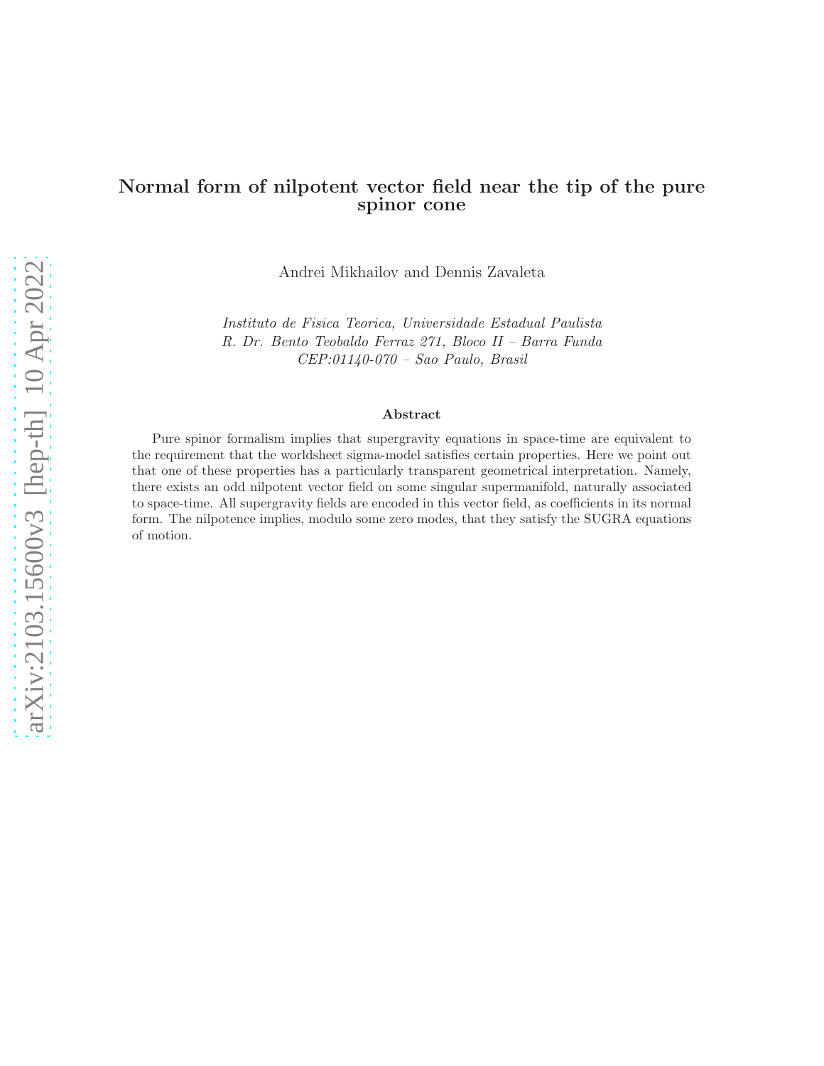# Normal form of nilpotent vector field near the tip of the pure spinor cone

Andrei Mikhailov and Dennis Zavaleta

*Instituto de Fisica Teorica, Universidade Estadual Paulista*
*R. Dr. Bento Teobaldo Ferraz 271, Bloco II – Barra Funda*
*CEP:01140-070 – Sao Paulo, Brasil*

### Abstract

Pure spinor formalism implies that supergravity equations in space-time are equivalent to the requirement that the worldsheet sigma-model satisfies certain properties. Here we point out that one of these properties has a particularly transparent geometrical interpretation. Namely, there exists an odd nilpotent vector field on some singular supermanifold, naturally associated to space-time. All supergravity fields are encoded in this vector field, as coefficients in its normal form. The nilpotence implies, modulo some zero modes, that they satisfy the SUGRA equations of motion.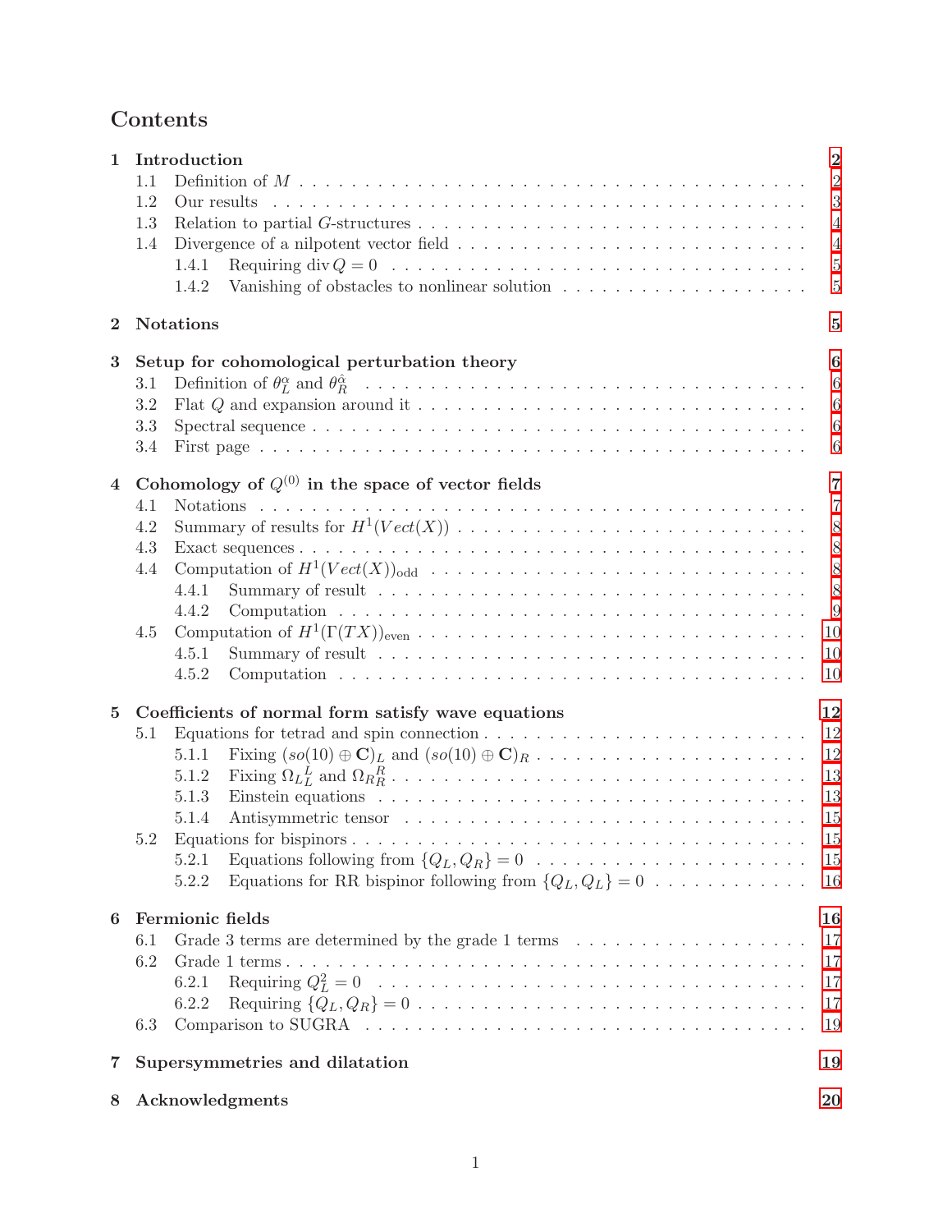# Contents

- **1 Introduction** — 2
  - 1.1 Definition of $M$ — 2
  - 1.2 Our results — 3
  - 1.3 Relation to partial $G$-structures — 4
  - 1.4 Divergence of a nilpotent vector field — 4
    - 1.4.1 Requiring $\operatorname{div} Q = 0$ — 5
    - 1.4.2 Vanishing of obstacles to nonlinear solution — 5
- **2 Notations** — 5
- **3 Setup for cohomological perturbation theory** — 6
  - 3.1 Definition of $\theta_L^{\alpha}$ and $\theta_R^{\hat{\alpha}}$ — 6
  - 3.2 Flat $Q$ and expansion around it — 6
  - 3.3 Spectral sequence — 6
  - 3.4 First page — 6
- **4 Cohomology of $Q^{(0)}$ in the space of vector fields** — 7
  - 4.1 Notations — 7
  - 4.2 Summary of results for $H^1(Vect(X))$ — 8
  - 4.3 Exact sequences — 8
  - 4.4 Computation of $H^1(Vect(X))_{\text{odd}}$ — 8
    - 4.4.1 Summary of result — 8
    - 4.4.2 Computation — 9
  - 4.5 Computation of $H^1(\Gamma(TX))_{\text{even}}$ — 10
    - 4.5.1 Summary of result — 10
    - 4.5.2 Computation — 10
- **5 Coefficients of normal form satisfy wave equations** — 12
  - 5.1 Equations for tetrad and spin connection — 12
    - 5.1.1 Fixing $(so(10) \oplus \mathbf{C})_L$ and $(so(10) \oplus \mathbf{C})_R$ — 12
    - 5.1.2 Fixing ${\Omega_L}_L^L$ and ${\Omega_R}_R^R$ — 13
    - 5.1.3 Einstein equations — 13
    - 5.1.4 Antisymmetric tensor — 15
  - 5.2 Equations for bispinors — 15
    - 5.2.1 Equations following from $\{Q_L, Q_R\} = 0$ — 15
    - 5.2.2 Equations for RR bispinor following from $\{Q_L, Q_L\} = 0$ — 16
- **6 Fermionic fields** — 16
  - 6.1 Grade 3 terms are determined by the grade 1 terms — 17
  - 6.2 Grade 1 terms — 17
    - 6.2.1 Requiring $Q_L^2 = 0$ — 17
    - 6.2.2 Requiring $\{Q_L, Q_R\} = 0$ — 17
  - 6.3 Comparison to SUGRA — 19
- **7 Supersymmetries and dilatation** — 19
- **8 Acknowledgments** — 20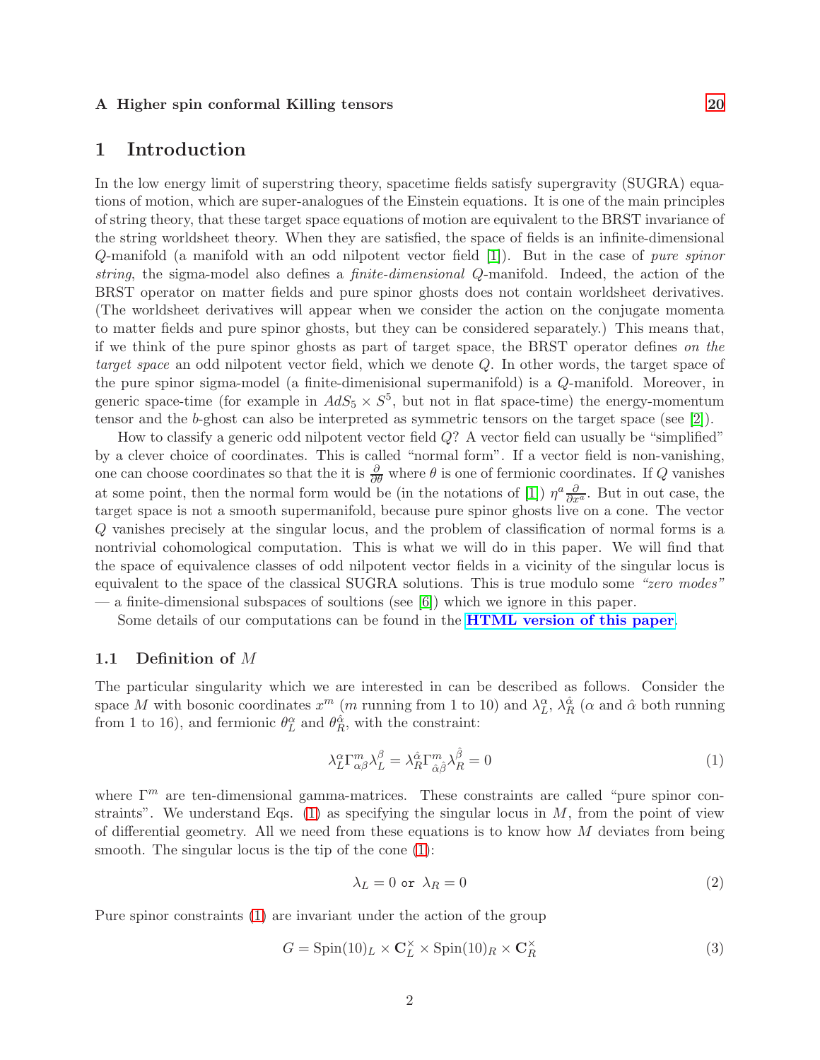**A Higher spin conformal Killing tensors** **20**

# 1 Introduction

In the low energy limit of superstring theory, spacetime fields satisfy supergravity (SUGRA) equations of motion, which are super-analogues of the Einstein equations. It is one of the main principles of string theory, that these target space equations of motion are equivalent to the BRST invariance of the string worldsheet theory. When they are satisfied, the space of fields is an infinite-dimensional $Q$-manifold (a manifold with an odd nilpotent vector field [1]). But in the case of *pure spinor string*, the sigma-model also defines a *finite-dimensional* $Q$-manifold. Indeed, the action of the BRST operator on matter fields and pure spinor ghosts does not contain worldsheet derivatives. (The worldsheet derivatives will appear when we consider the action on the conjugate momenta to matter fields and pure spinor ghosts, but they can be considered separately.) This means that, if we think of the pure spinor ghosts as part of target space, the BRST operator defines *on the target space* an odd nilpotent vector field, which we denote $Q$. In other words, the target space of the pure spinor sigma-model (a finite-dimenisional supermanifold) is a $Q$-manifold. Moreover, in generic space-time (for example in $AdS_5 \times S^5$, but not in flat space-time) the energy-momentum tensor and the $b$-ghost can also be interpreted as symmetric tensors on the target space (see [2]).

How to classify a generic odd nilpotent vector field $Q$? A vector field can usually be "simplified" by a clever choice of coordinates. This is called "normal form". If a vector field is non-vanishing, one can choose coordinates so that the it is $\frac{\partial}{\partial\theta}$ where $\theta$ is one of fermionic coordinates. If $Q$ vanishes at some point, then the normal form would be (in the notations of [1]) $\eta^a \frac{\partial}{\partial x^a}$. But in out case, the target space is not a smooth supermanifold, because pure spinor ghosts live on a cone. The vector $Q$ vanishes precisely at the singular locus, and the problem of classification of normal forms is a nontrivial cohomological computation. This is what we will do in this paper. We will find that the space of equivalence classes of odd nilpotent vector fields in a vicinity of the singular locus is equivalent to the space of the classical SUGRA solutions. This is true modulo some *"zero modes"* — a finite-dimensional subspaces of soultions (see [6]) which we ignore in this paper.

Some details of our computations can be found in the **HTML version of this paper**.

## 1.1 Definition of $M$

The particular singularity which we are interested in can be described as follows. Consider the space $M$ with bosonic coordinates $x^m$ ($m$ running from 1 to 10) and $\lambda_L^\alpha$, $\lambda_R^{\hat\alpha}$ ($\alpha$ and $\hat\alpha$ both running from 1 to 16), and fermionic $\theta_L^\alpha$ and $\theta_R^{\hat\alpha}$, with the constraint:

$$\lambda_L^\alpha \Gamma^m_{\alpha\beta} \lambda_L^\beta = \lambda_R^{\hat\alpha} \Gamma^m_{\hat\alpha\hat\beta} \lambda_R^{\hat\beta} = 0 \tag{1}$$

where $\Gamma^m$ are ten-dimensional gamma-matrices. These constraints are called "pure spinor constraints". We understand Eqs. (1) as specifying the singular locus in $M$, from the point of view of differential geometry. All we need from these equations is to know how $M$ deviates from being smooth. The singular locus is the tip of the cone (1):

$$\lambda_L = 0 \texttt{ or } \lambda_R = 0 \tag{2}$$

Pure spinor constraints (1) are invariant under the action of the group

$$G = \mathrm{Spin}(10)_L \times \mathbf{C}^\times_L \times \mathrm{Spin}(10)_R \times \mathbf{C}^\times_R \tag{3}$$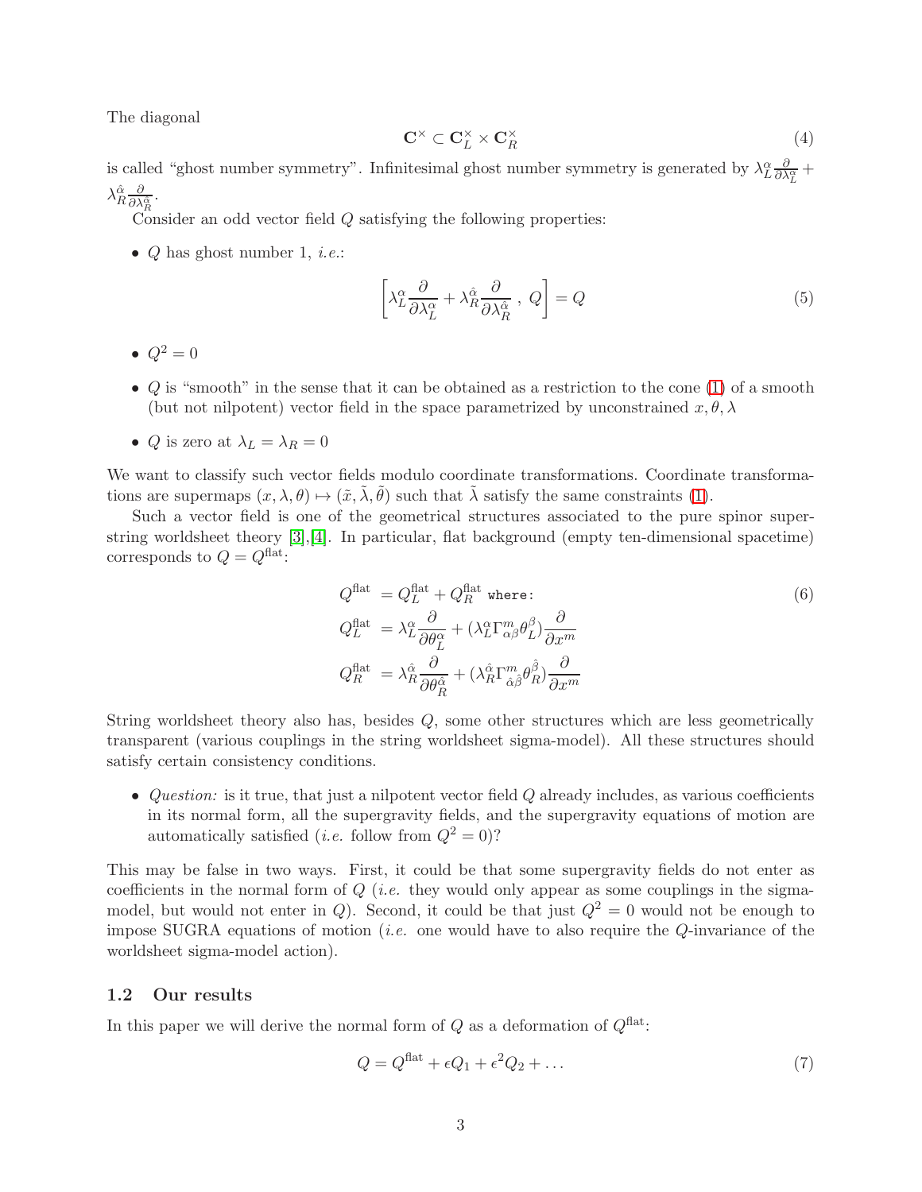The diagonal

$$\mathbf{C}^{\times} \subset \mathbf{C}_L^{\times} \times \mathbf{C}_R^{\times} \tag{4}$$

is called "ghost number symmetry". Infinitesimal ghost number symmetry is generated by $\lambda_L^{\alpha}\frac{\partial}{\partial \lambda_L^{\alpha}} + \lambda_R^{\hat{\alpha}}\frac{\partial}{\partial \lambda_R^{\hat{\alpha}}}$.

Consider an odd vector field $Q$ satisfying the following properties:

- $Q$ has ghost number 1, *i.e.*:

$$\left[\lambda_L^{\alpha}\frac{\partial}{\partial \lambda_L^{\alpha}} + \lambda_R^{\hat{\alpha}}\frac{\partial}{\partial \lambda_R^{\hat{\alpha}}}\, ,\; Q\right] = Q \tag{5}$$

- $Q^2 = 0$
- $Q$ is "smooth" in the sense that it can be obtained as a restriction to the cone (1) of a smooth (but not nilpotent) vector field in the space parametrized by unconstrained $x, \theta, \lambda$
- $Q$ is zero at $\lambda_L = \lambda_R = 0$

We want to classify such vector fields modulo coordinate transformations. Coordinate transformations are supermaps $(x, \lambda, \theta) \mapsto (\tilde{x}, \tilde{\lambda}, \tilde{\theta})$ such that $\tilde{\lambda}$ satisfy the same constraints (1).

Such a vector field is one of the geometrical structures associated to the pure spinor superstring worldsheet theory [3],[4]. In particular, flat background (empty ten-dimensional spacetime) corresponds to $Q = Q^{\text{flat}}$:

$$\begin{aligned}
Q^{\text{flat}} &= Q_L^{\text{flat}} + Q_R^{\text{flat}} \texttt{ where:} \\
Q_L^{\text{flat}} &= \lambda_L^{\alpha}\frac{\partial}{\partial \theta_L^{\alpha}} + (\lambda_L^{\alpha}\Gamma^m_{\alpha\beta}\theta_L^{\beta})\frac{\partial}{\partial x^m} \\
Q_R^{\text{flat}} &= \lambda_R^{\hat{\alpha}}\frac{\partial}{\partial \theta_R^{\hat{\alpha}}} + (\lambda_R^{\hat{\alpha}}\Gamma^m_{\hat{\alpha}\hat{\beta}}\theta_R^{\hat{\beta}})\frac{\partial}{\partial x^m}
\end{aligned} \tag{6}$$

String worldsheet theory also has, besides $Q$, some other structures which are less geometrically transparent (various couplings in the string worldsheet sigma-model). All these structures should satisfy certain consistency conditions.

- *Question:* is it true, that just a nilpotent vector field $Q$ already includes, as various coefficients in its normal form, all the supergravity fields, and the supergravity equations of motion are automatically satisfied (*i.e.* follow from $Q^2 = 0$)?

This may be false in two ways. First, it could be that some supergravity fields do not enter as coefficients in the normal form of $Q$ (*i.e.* they would only appear as some couplings in the sigma-model, but would not enter in $Q$). Second, it could be that just $Q^2 = 0$ would not be enough to impose SUGRA equations of motion (*i.e.* one would have to also require the $Q$-invariance of the worldsheet sigma-model action).

### 1.2 Our results

In this paper we will derive the normal form of $Q$ as a deformation of $Q^{\text{flat}}$:

$$Q = Q^{\text{flat}} + \epsilon Q_1 + \epsilon^2 Q_2 + \ldots \tag{7}$$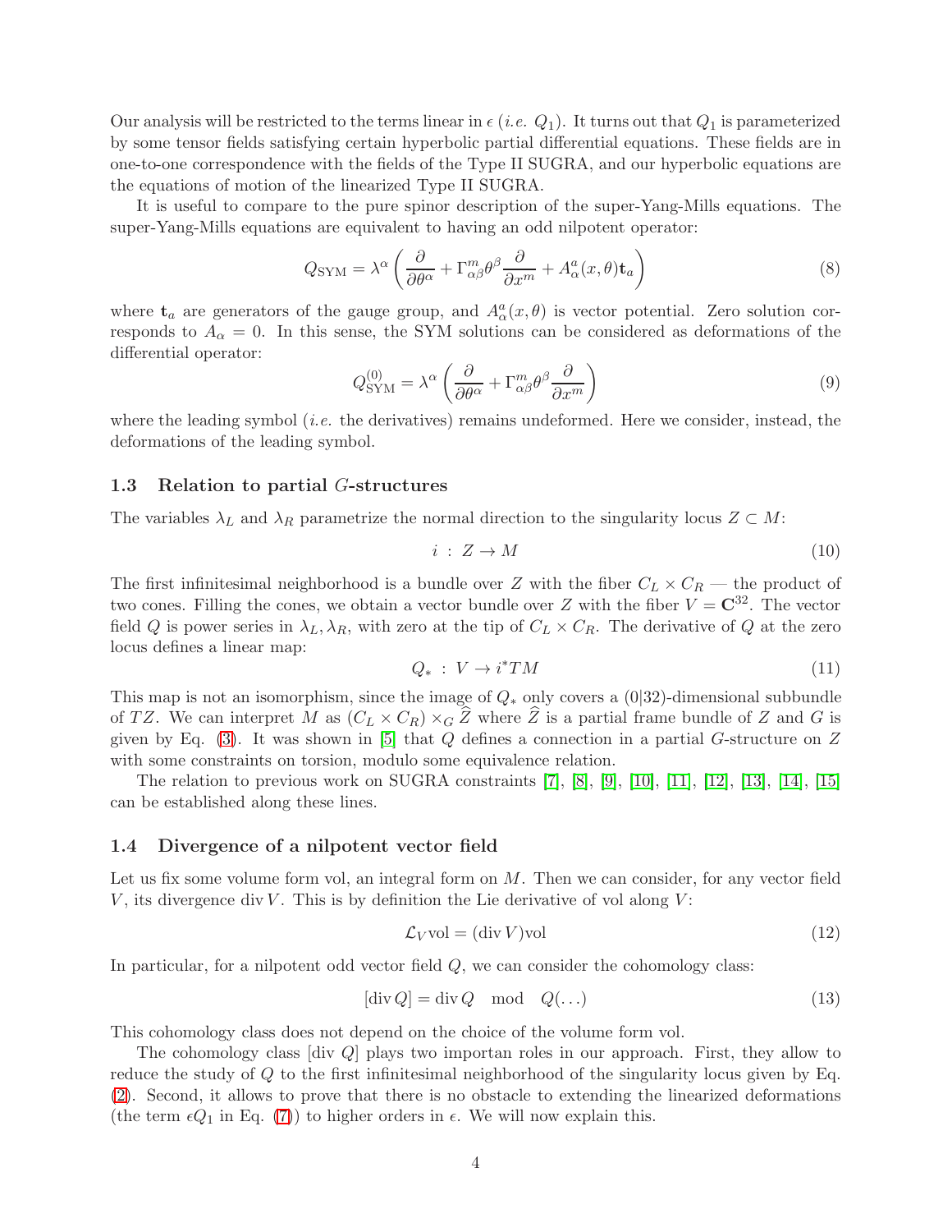Our analysis will be restricted to the terms linear in $\epsilon$ (*i.e.* $Q_1$). It turns out that $Q_1$ is parameterized by some tensor fields satisfying certain hyperbolic partial differential equations. These fields are in one-to-one correspondence with the fields of the Type II SUGRA, and our hyperbolic equations are the equations of motion of the linearized Type II SUGRA.

It is useful to compare to the pure spinor description of the super-Yang-Mills equations. The super-Yang-Mills equations are equivalent to having an odd nilpotent operator:

$$Q_{\mathrm{SYM}} = \lambda^\alpha \left( \frac{\partial}{\partial \theta^\alpha} + \Gamma^m_{\alpha\beta}\theta^\beta \frac{\partial}{\partial x^m} + A^a_\alpha(x,\theta)\mathbf{t}_a \right) \tag{8}$$

where $\mathbf{t}_a$ are generators of the gauge group, and $A^a_\alpha(x,\theta)$ is vector potential. Zero solution corresponds to $A_\alpha = 0$. In this sense, the SYM solutions can be considered as deformations of the differential operator:

$$Q^{(0)}_{\mathrm{SYM}} = \lambda^\alpha \left( \frac{\partial}{\partial \theta^\alpha} + \Gamma^m_{\alpha\beta}\theta^\beta \frac{\partial}{\partial x^m} \right) \tag{9}$$

where the leading symbol (*i.e.* the derivatives) remains undeformed. Here we consider, instead, the deformations of the leading symbol.

### 1.3 Relation to partial $G$-structures

The variables $\lambda_L$ and $\lambda_R$ parametrize the normal direction to the singularity locus $Z \subset M$:

$$i \ : \ Z \to M \tag{10}$$

The first infinitesimal neighborhood is a bundle over $Z$ with the fiber $C_L \times C_R$ — the product of two cones. Filling the cones, we obtain a vector bundle over $Z$ with the fiber $V = \mathbf{C}^{32}$. The vector field $Q$ is power series in $\lambda_L, \lambda_R$, with zero at the tip of $C_L \times C_R$. The derivative of $Q$ at the zero locus defines a linear map:

$$Q_* \ : \ V \to i^*TM \tag{11}$$

This map is not an isomorphism, since the image of $Q_*$ only covers a $(0|32)$-dimensional subbundle of $TZ$. We can interpret $M$ as $(C_L \times C_R) \times_G \widehat{Z}$ where $\widehat{Z}$ is a partial frame bundle of $Z$ and $G$ is given by Eq. (3). It was shown in [5] that $Q$ defines a connection in a partial $G$-structure on $Z$ with some constraints on torsion, modulo some equivalence relation.

The relation to previous work on SUGRA constraints [7], [8], [9], [10], [11], [12], [13], [14], [15] can be established along these lines.

### 1.4 Divergence of a nilpotent vector field

Let us fix some volume form vol, an integral form on $M$. Then we can consider, for any vector field $V$, its divergence $\operatorname{div} V$. This is by definition the Lie derivative of vol along $V$:

$$\mathcal{L}_V \mathrm{vol} = (\operatorname{div} V)\mathrm{vol} \tag{12}$$

In particular, for a nilpotent odd vector field $Q$, we can consider the cohomology class:

$$[\operatorname{div} Q] = \operatorname{div} Q \mod Q(\dots) \tag{13}$$

This cohomology class does not depend on the choice of the volume form vol.

The cohomology class [div $Q$] plays two importan roles in our approach. First, they allow to reduce the study of $Q$ to the first infinitesimal neighborhood of the singularity locus given by Eq. (2). Second, it allows to prove that there is no obstacle to extending the linearized deformations (the term $\epsilon Q_1$ in Eq. (7)) to higher orders in $\epsilon$. We will now explain this.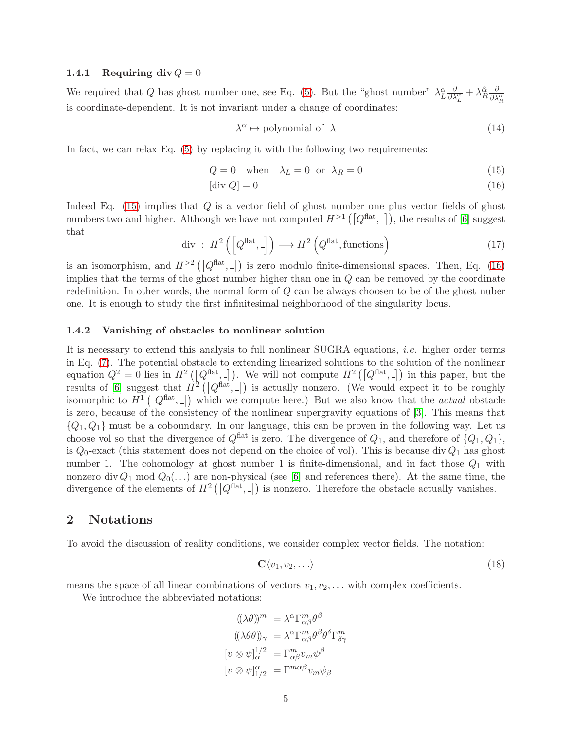### 1.4.1 Requiring div $Q = 0$

We required that $Q$ has ghost number one, see Eq. (5). But the "ghost number" $\lambda_L^\alpha \frac{\partial}{\partial \lambda_L^\alpha} + \lambda_R^{\hat{\alpha}} \frac{\partial}{\partial \lambda_R^{\hat{\alpha}}}$ is coordinate-dependent. It is not invariant under a change of coordinates:

$$\lambda^\alpha \mapsto \text{polynomial of } \lambda \tag{14}$$

In fact, we can relax Eq. (5) by replacing it with the following two requirements:

$$Q = 0 \quad \text{when} \quad \lambda_L = 0 \ \text{ or } \ \lambda_R = 0 \tag{15}$$

$$[\text{div } Q] = 0 \tag{16}$$

Indeed Eq. (15) implies that $Q$ is a vector field of ghost number one plus vector fields of ghost numbers two and higher. Although we have not computed $H^{>1}\left([Q^{\text{flat}}, \_]\right)$, the results of [6] suggest that

$$\text{div } : \ H^2\left(\left[Q^{\text{flat}}, \_\right]\right) \longrightarrow H^2\left(Q^{\text{flat}}, \text{functions}\right) \tag{17}$$

is an isomorphism, and $H^{>2}\left([Q^{\text{flat}}, \_]\right)$ is zero modulo finite-dimensional spaces. Then, Eq. (16) implies that the terms of the ghost number higher than one in $Q$ can be removed by the coordinate redefinition. In other words, the normal form of $Q$ can be always choosen to be of the ghost nuber one. It is enough to study the first infinitesimal neighborhood of the singularity locus.

### 1.4.2 Vanishing of obstacles to nonlinear solution

It is necessary to extend this analysis to full nonlinear SUGRA equations, *i.e.* higher order terms in Eq. (7). The potential obstacle to extending linearized solutions to the solution of the nonlinear equation $Q^2 = 0$ lies in $H^2\left([Q^{\text{flat}}, \_]\right)$. We will not compute $H^2\left([Q^{\text{flat}}, \_]\right)$ in this paper, but the results of [6] suggest that $H^2\left([Q^{\text{flat}}, \_]\right)$ is actually nonzero. (We would expect it to be roughly isomorphic to $H^1\left([Q^{\text{flat}}, \_]\right)$ which we compute here.) But we also know that the *actual* obstacle is zero, because of the consistency of the nonlinear supergravity equations of [3]. This means that $\{Q_1, Q_1\}$ must be a coboundary. In our language, this can be proven in the following way. Let us choose vol so that the divergence of $Q^{\text{flat}}$ is zero. The divergence of $Q_1$, and therefore of $\{Q_1, Q_1\}$, is $Q_0$-exact (this statement does not depend on the choice of vol). This is because div $Q_1$ has ghost number 1. The cohomology at ghost number 1 is finite-dimensional, and in fact those $Q_1$ with nonzero div $Q_1$ mod $Q_0(\ldots)$ are non-physical (see [6] and references there). At the same time, the divergence of the elements of $H^2\left([Q^{\text{flat}}, \_]\right)$ is nonzero. Therefore the obstacle actually vanishes.

## 2 Notations

To avoid the discussion of reality conditions, we consider complex vector fields. The notation:

$$\mathbf{C}\langle v_1, v_2, \ldots \rangle \tag{18}$$

means the space of all linear combinations of vectors $v_1, v_2, \ldots$ with complex coefficients.

We introduce the abbreviated notations:

$$\begin{aligned}
(\!(\lambda\theta)\!)^m &= \lambda^\alpha \Gamma^m_{\alpha\beta}\theta^\beta \\
(\!(\lambda\theta\theta)\!)_\gamma &= \lambda^\alpha \Gamma^m_{\alpha\beta}\theta^\beta\theta^\delta\Gamma^m_{\delta\gamma} \\
[v \otimes \psi]^{1/2}_\alpha &= \Gamma^m_{\alpha\beta} v_m \psi^\beta \\
[v \otimes \psi]^\alpha_{1/2} &= \Gamma^{m\alpha\beta} v_m \psi_\beta
\end{aligned}$$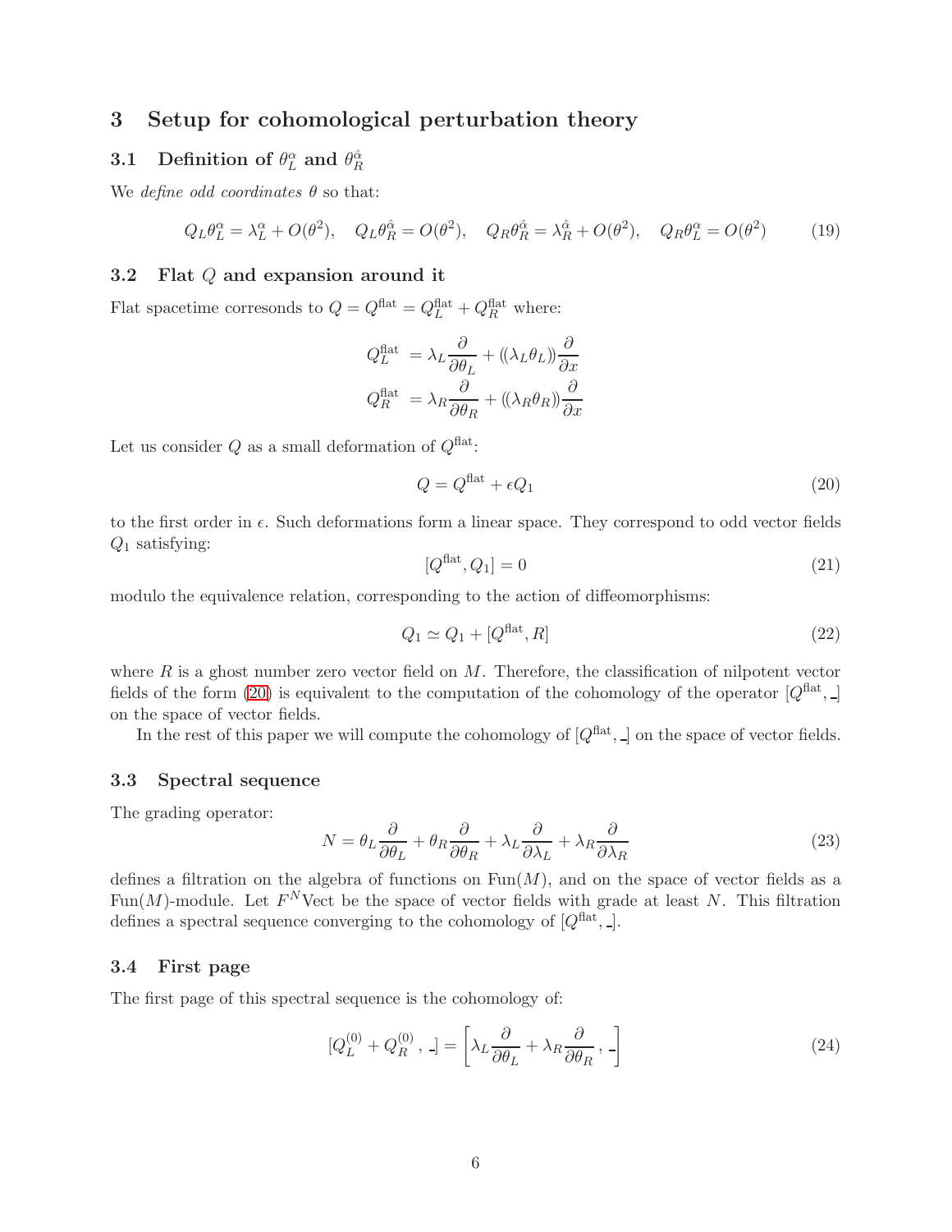# 3 Setup for cohomological perturbation theory

## 3.1 Definition of $\theta_L^\alpha$ and $\theta_R^{\hat\alpha}$

We *define odd coordinates* $\theta$ so that:

$$Q_L\theta_L^\alpha = \lambda_L^\alpha + O(\theta^2), \quad Q_L\theta_R^{\hat\alpha} = O(\theta^2), \quad Q_R\theta_R^{\hat\alpha} = \lambda_R^{\hat\alpha} + O(\theta^2), \quad Q_R\theta_L^\alpha = O(\theta^2) \tag{19}$$

## 3.2 Flat $Q$ and expansion around it

Flat spacetime corresonds to $Q = Q^{\text{flat}} = Q_L^{\text{flat}} + Q_R^{\text{flat}}$ where:

$$\begin{aligned} Q_L^{\text{flat}} &= \lambda_L \frac{\partial}{\partial\theta_L} + ((\lambda_L\theta_L))\frac{\partial}{\partial x} \\ Q_R^{\text{flat}} &= \lambda_R \frac{\partial}{\partial\theta_R} + ((\lambda_R\theta_R))\frac{\partial}{\partial x} \end{aligned}$$

Let us consider $Q$ as a small deformation of $Q^{\text{flat}}$:

$$Q = Q^{\text{flat}} + \epsilon Q_1 \tag{20}$$

to the first order in $\epsilon$. Such deformations form a linear space. They correspond to odd vector fields $Q_1$ satisfying:

$$[Q^{\text{flat}}, Q_1] = 0 \tag{21}$$

modulo the equivalence relation, corresponding to the action of diffeomorphisms:

$$Q_1 \simeq Q_1 + [Q^{\text{flat}}, R] \tag{22}$$

where $R$ is a ghost number zero vector field on $M$. Therefore, the classification of nilpotent vector fields of the form (20) is equivalent to the computation of the cohomology of the operator $[Q^{\text{flat}}, \_]$ on the space of vector fields.

In the rest of this paper we will compute the cohomology of $[Q^{\text{flat}}, \_]$ on the space of vector fields.

## 3.3 Spectral sequence

The grading operator:

$$N = \theta_L\frac{\partial}{\partial\theta_L} + \theta_R\frac{\partial}{\partial\theta_R} + \lambda_L\frac{\partial}{\partial\lambda_L} + \lambda_R\frac{\partial}{\partial\lambda_R} \tag{23}$$

defines a filtration on the algebra of functions on $\text{Fun}(M)$, and on the space of vector fields as a $\text{Fun}(M)$-module. Let $F^N\text{Vect}$ be the space of vector fields with grade at least $N$. This filtration defines a spectral sequence converging to the cohomology of $[Q^{\text{flat}}, \_]$.

## 3.4 First page

The first page of this spectral sequence is the cohomology of:

$$[Q_L^{(0)} + Q_R^{(0)}\,,\,\_] = \left[\lambda_L\frac{\partial}{\partial\theta_L} + \lambda_R\frac{\partial}{\partial\theta_R}\,,\,\_\right] \tag{24}$$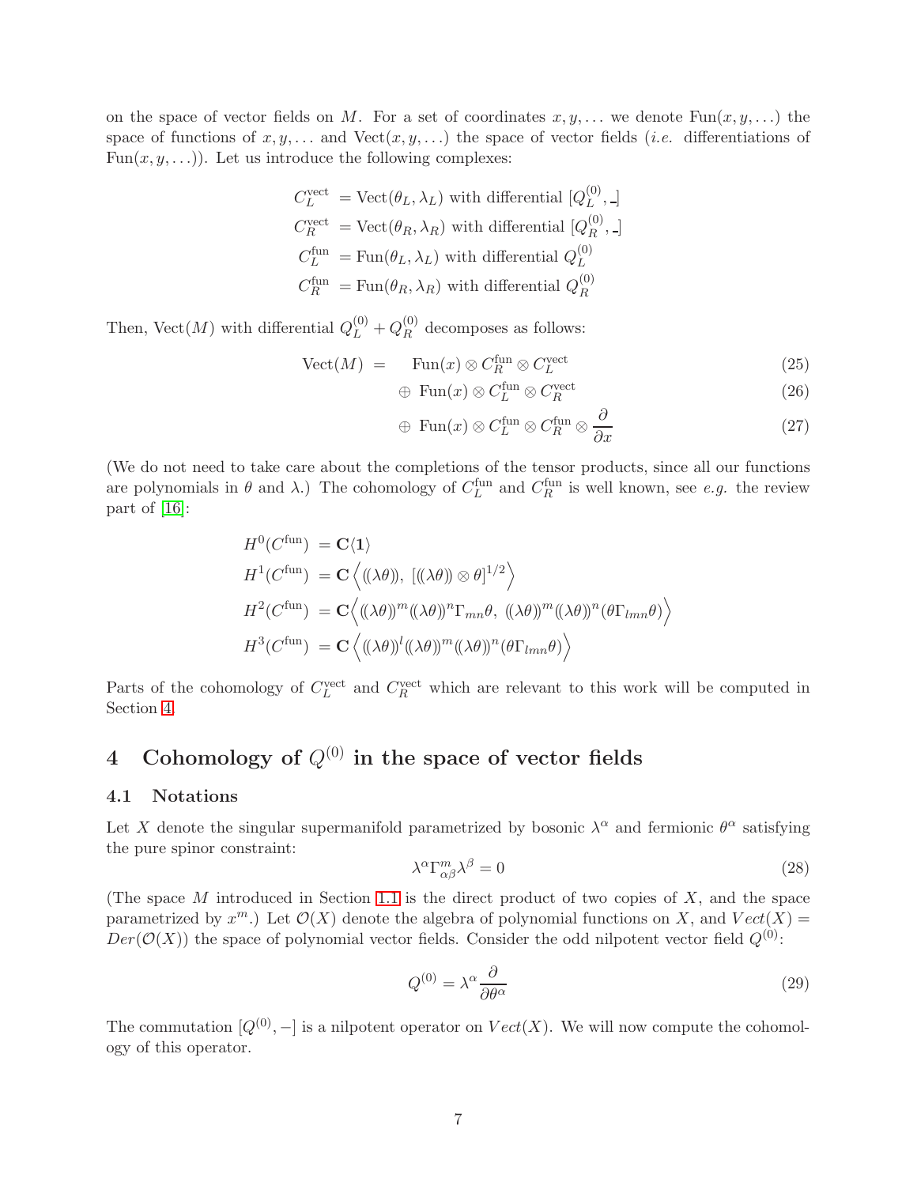on the space of vector fields on $M$. For a set of coordinates $x, y, \ldots$ we denote $\mathrm{Fun}(x, y, \ldots)$ the space of functions of $x, y, \ldots$ and $\mathrm{Vect}(x, y, \ldots)$ the space of vector fields (*i.e.* differentiations of $\mathrm{Fun}(x, y, \ldots)$). Let us introduce the following complexes:

$$
\begin{aligned}
C_L^{\mathrm{vect}} &= \mathrm{Vect}(\theta_L, \lambda_L) \text{ with differential } [Q_L^{(0)}, \_] \\
C_R^{\mathrm{vect}} &= \mathrm{Vect}(\theta_R, \lambda_R) \text{ with differential } [Q_R^{(0)}, \_] \\
C_L^{\mathrm{fun}} &= \mathrm{Fun}(\theta_L, \lambda_L) \text{ with differential } Q_L^{(0)} \\
C_R^{\mathrm{fun}} &= \mathrm{Fun}(\theta_R, \lambda_R) \text{ with differential } Q_R^{(0)}
\end{aligned}
$$

Then, $\mathrm{Vect}(M)$ with differential $Q_L^{(0)} + Q_R^{(0)}$ decomposes as follows:

$$
\begin{aligned}
\mathrm{Vect}(M) \;=\; & \quad \mathrm{Fun}(x) \otimes C_R^{\mathrm{fun}} \otimes C_L^{\mathrm{vect}} && (25)\\
& \oplus\ \mathrm{Fun}(x) \otimes C_L^{\mathrm{fun}} \otimes C_R^{\mathrm{vect}} && (26)\\
& \oplus\ \mathrm{Fun}(x) \otimes C_L^{\mathrm{fun}} \otimes C_R^{\mathrm{fun}} \otimes \frac{\partial}{\partial x} && (27)
\end{aligned}
$$

(We do not need to take care about the completions of the tensor products, since all our functions are polynomials in $\theta$ and $\lambda$.) The cohomology of $C_L^{\mathrm{fun}}$ and $C_R^{\mathrm{fun}}$ is well known, see *e.g.* the review part of [16]:

$$
\begin{aligned}
H^0(C^{\mathrm{fun}}) &= \mathbf{C}\langle \mathbf{1} \rangle \\
H^1(C^{\mathrm{fun}}) &= \mathbf{C}\left\langle ((\lambda\theta)),\ [((\lambda\theta)) \otimes \theta]^{1/2} \right\rangle \\
H^2(C^{\mathrm{fun}}) &= \mathbf{C}\left\langle ((\lambda\theta))^m ((\lambda\theta))^n \Gamma_{mn}\theta,\ ((\lambda\theta))^m ((\lambda\theta))^n (\theta \Gamma_{lmn} \theta) \right\rangle \\
H^3(C^{\mathrm{fun}}) &= \mathbf{C}\left\langle ((\lambda\theta))^l ((\lambda\theta))^m ((\lambda\theta))^n (\theta \Gamma_{lmn} \theta) \right\rangle
\end{aligned}
$$

Parts of the cohomology of $C_L^{\mathrm{vect}}$ and $C_R^{\mathrm{vect}}$ which are relevant to this work will be computed in Section 4.

# 4 Cohomology of $Q^{(0)}$ in the space of vector fields

## 4.1 Notations

Let $X$ denote the singular supermanifold parametrized by bosonic $\lambda^\alpha$ and fermionic $\theta^\alpha$ satisfying the pure spinor constraint:

$$
\lambda^\alpha \Gamma^m_{\alpha\beta} \lambda^\beta = 0 \tag{28}
$$

(The space $M$ introduced in Section 1.1 is the direct product of two copies of $X$, and the space parametrized by $x^m$.) Let $\mathcal{O}(X)$ denote the algebra of polynomial functions on $X$, and $Vect(X) = Der(\mathcal{O}(X))$ the space of polynomial vector fields. Consider the odd nilpotent vector field $Q^{(0)}$:

$$
Q^{(0)} = \lambda^\alpha \frac{\partial}{\partial \theta^\alpha} \tag{29}
$$

The commutation $[Q^{(0)}, -]$ is a nilpotent operator on $Vect(X)$. We will now compute the cohomology of this operator.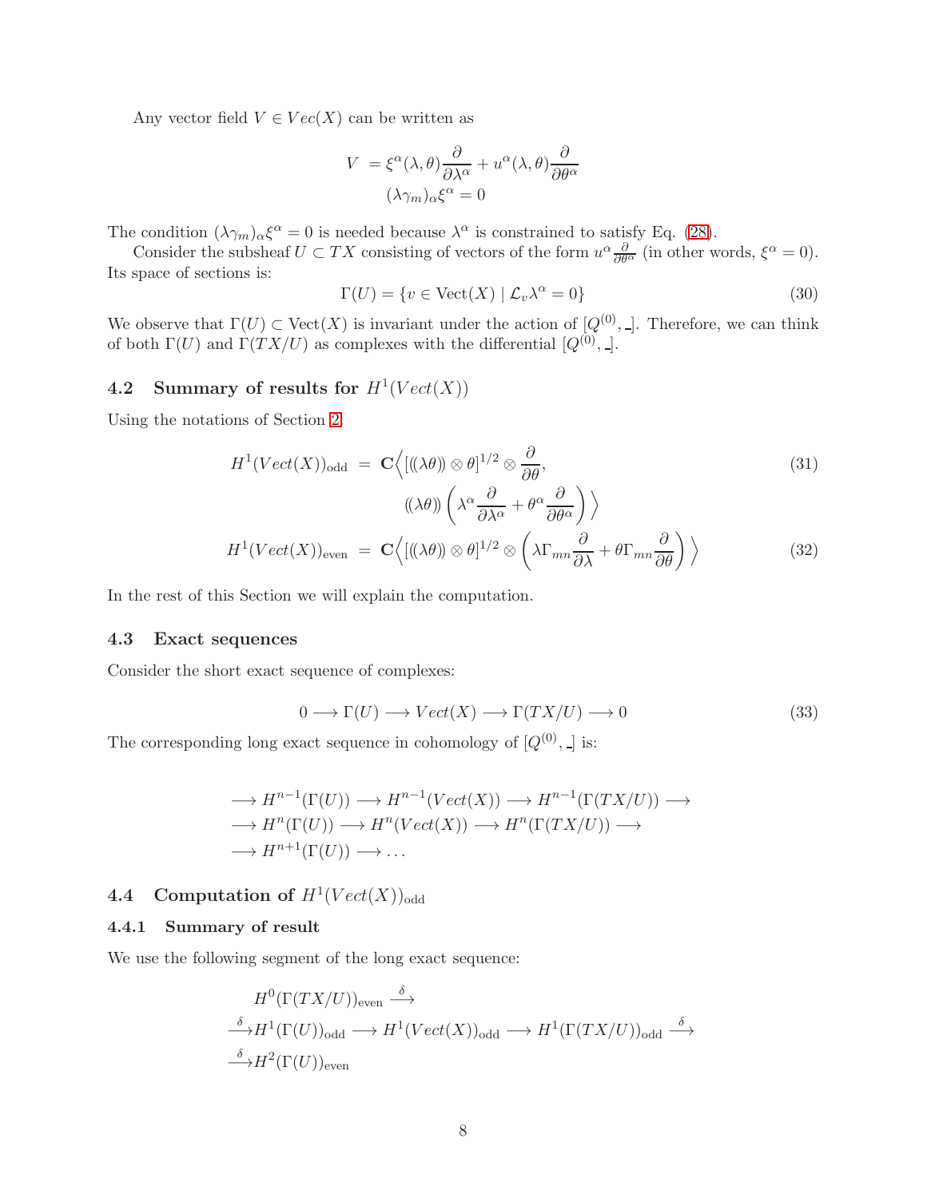Any vector field $V \in Vec(X)$ can be written as

$$
\begin{aligned}
V &= \xi^\alpha(\lambda,\theta)\frac{\partial}{\partial\lambda^\alpha} + u^\alpha(\lambda,\theta)\frac{\partial}{\partial\theta^\alpha} \\
&(\lambda\gamma_m)_\alpha\xi^\alpha = 0
\end{aligned}
$$

The condition $(\lambda\gamma_m)_\alpha\xi^\alpha = 0$ is needed because $\lambda^\alpha$ is constrained to satisfy Eq. (28).

Consider the subsheaf $U \subset TX$ consisting of vectors of the form $u^\alpha\frac{\partial}{\partial\theta^\alpha}$ (in other words, $\xi^\alpha = 0$). Its space of sections is:

$$
\Gamma(U) = \{v \in \mathrm{Vect}(X) \mid \mathcal{L}_v\lambda^\alpha = 0\} \tag{30}
$$

We observe that $\Gamma(U) \subset \mathrm{Vect}(X)$ is invariant under the action of $[Q^{(0)}, \_]$. Therefore, we can think of both $\Gamma(U)$ and $\Gamma(TX/U)$ as complexes with the differential $[Q^{(0)}, \_]$.

## 4.2 Summary of results for $H^1(Vect(X))$

Using the notations of Section 2:

$$
\begin{aligned}
H^1(Vect(X))_{\mathrm{odd}} &= \mathbf{C}\Big\langle [(\!(\lambda\theta)\!) \otimes \theta]^{1/2} \otimes \frac{\partial}{\partial\theta}, \\
&\qquad (\!(\lambda\theta)\!)\left(\lambda^\alpha\frac{\partial}{\partial\lambda^\alpha} + \theta^\alpha\frac{\partial}{\partial\theta^\alpha}\right)\Big\rangle
\end{aligned} \tag{31}
$$

$$
H^1(Vect(X))_{\mathrm{even}} = \mathbf{C}\Big\langle [(\!(\lambda\theta)\!) \otimes \theta]^{1/2} \otimes \left(\lambda\Gamma_{mn}\frac{\partial}{\partial\lambda} + \theta\Gamma_{mn}\frac{\partial}{\partial\theta}\right)\Big\rangle \tag{32}
$$

In the rest of this Section we will explain the computation.

## 4.3 Exact sequences

Consider the short exact sequence of complexes:

$$
0 \longrightarrow \Gamma(U) \longrightarrow Vect(X) \longrightarrow \Gamma(TX/U) \longrightarrow 0 \tag{33}
$$

The corresponding long exact sequence in cohomology of $[Q^{(0)}, \_]$ is:

$$
\begin{aligned}
&\longrightarrow H^{n-1}(\Gamma(U)) \longrightarrow H^{n-1}(Vect(X)) \longrightarrow H^{n-1}(\Gamma(TX/U)) \longrightarrow \\
&\longrightarrow H^{n}(\Gamma(U)) \longrightarrow H^{n}(Vect(X)) \longrightarrow H^{n}(\Gamma(TX/U)) \longrightarrow \\
&\longrightarrow H^{n+1}(\Gamma(U)) \longrightarrow \ldots
\end{aligned}
$$

## 4.4 Computation of $H^1(Vect(X))_{\mathrm{odd}}$

### 4.4.1 Summary of result

We use the following segment of the long exact sequence:

$$
\begin{aligned}
&H^0(\Gamma(TX/U))_{\mathrm{even}} \xrightarrow{\delta} \\
&\xrightarrow{\delta} H^1(\Gamma(U))_{\mathrm{odd}} \longrightarrow H^1(Vect(X))_{\mathrm{odd}} \longrightarrow H^1(\Gamma(TX/U))_{\mathrm{odd}} \xrightarrow{\delta} \\
&\xrightarrow{\delta} H^2(\Gamma(U))_{\mathrm{even}}
\end{aligned}
$$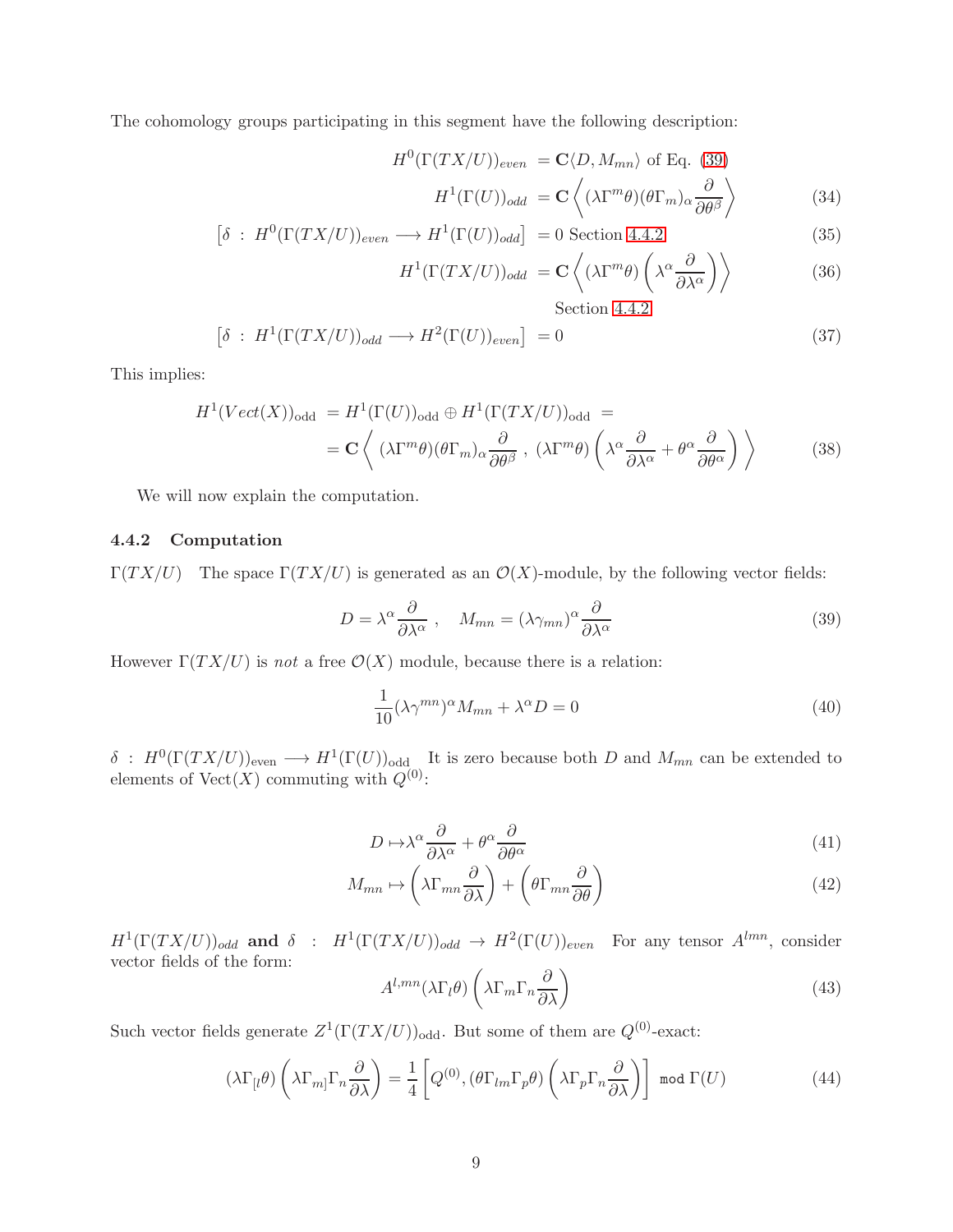The cohomology groups participating in this segment have the following description:

$$
\begin{aligned}
H^0(\Gamma(TX/U))_{even} &= \mathbf{C}\langle D, M_{mn}\rangle \text{ of Eq. (39)} \\
H^1(\Gamma(U))_{odd} &= \mathbf{C}\left\langle (\lambda\Gamma^m\theta)(\theta\Gamma_m)_\alpha \frac{\partial}{\partial\theta^\beta}\right\rangle && (34) \\
\left[\delta \;:\; H^0(\Gamma(TX/U))_{even} \longrightarrow H^1(\Gamma(U))_{odd}\right] &= 0 \text{ Section 4.4.2} && (35) \\
H^1(\Gamma(TX/U))_{odd} &= \mathbf{C}\left\langle (\lambda\Gamma^m\theta)\left(\lambda^\alpha \frac{\partial}{\partial\lambda^\alpha}\right)\right\rangle && (36) \\
&\quad \text{Section 4.4.2} \\
\left[\delta \;:\; H^1(\Gamma(TX/U))_{odd} \longrightarrow H^2(\Gamma(U))_{even}\right] &= 0 && (37)
\end{aligned}
$$

This implies:

$$
\begin{aligned}
H^1(Vect(X))_{\rm odd} &= H^1(\Gamma(U))_{\rm odd} \oplus H^1(\Gamma(TX/U))_{\rm odd} = \\
&= \mathbf{C}\left\langle\; (\lambda\Gamma^m\theta)(\theta\Gamma_m)_\alpha\frac{\partial}{\partial\theta^\beta}\;,\; (\lambda\Gamma^m\theta)\left(\lambda^\alpha\frac{\partial}{\partial\lambda^\alpha} + \theta^\alpha\frac{\partial}{\partial\theta^\alpha}\right)\;\right\rangle
\end{aligned} \tag{38}
$$

We will now explain the computation.

### 4.4.2 Computation

$\Gamma(TX/U)$ The space $\Gamma(TX/U)$ is generated as an $\mathcal{O}(X)$-module, by the following vector fields:

$$
D = \lambda^\alpha\frac{\partial}{\partial\lambda^\alpha}\;,\quad M_{mn} = (\lambda\gamma_{mn})^\alpha\frac{\partial}{\partial\lambda^\alpha} \tag{39}
$$

However $\Gamma(TX/U)$ is *not* a free $\mathcal{O}(X)$ module, because there is a relation:

$$
\frac{1}{10}(\lambda\gamma^{mn})^\alpha M_{mn} + \lambda^\alpha D = 0 \tag{40}
$$

$\delta \;:\; H^0(\Gamma(TX/U))_{\rm even} \longrightarrow H^1(\Gamma(U))_{\rm odd}$ It is zero because both $D$ and $M_{mn}$ can be extended to elements of $\mathrm{Vect}(X)$ commuting with $Q^{(0)}$:

$$
D \mapsto \lambda^\alpha\frac{\partial}{\partial\lambda^\alpha} + \theta^\alpha\frac{\partial}{\partial\theta^\alpha} \tag{41}
$$

$$
M_{mn} \mapsto \left(\lambda\Gamma_{mn}\frac{\partial}{\partial\lambda}\right) + \left(\theta\Gamma_{mn}\frac{\partial}{\partial\theta}\right) \tag{42}
$$

$H^1(\Gamma(TX/U))_{odd}$ **and** $\delta \;:\; H^1(\Gamma(TX/U))_{odd} \to H^2(\Gamma(U))_{even}$ For any tensor $A^{lmn}$, consider vector fields of the form:

$$
A^{l,mn}(\lambda\Gamma_l\theta)\left(\lambda\Gamma_m\Gamma_n\frac{\partial}{\partial\lambda}\right) \tag{43}
$$

Such vector fields generate $Z^1(\Gamma(TX/U))_{\rm odd}$. But some of them are $Q^{(0)}$-exact:

$$
(\lambda\Gamma_{[l}\theta)\left(\lambda\Gamma_{m]}\Gamma_n\frac{\partial}{\partial\lambda}\right) = \frac{1}{4}\left[Q^{(0)}, (\theta\Gamma_{lm}\Gamma_p\theta)\left(\lambda\Gamma_p\Gamma_n\frac{\partial}{\partial\lambda}\right)\right] \;\texttt{mod}\;\Gamma(U) \tag{44}
$$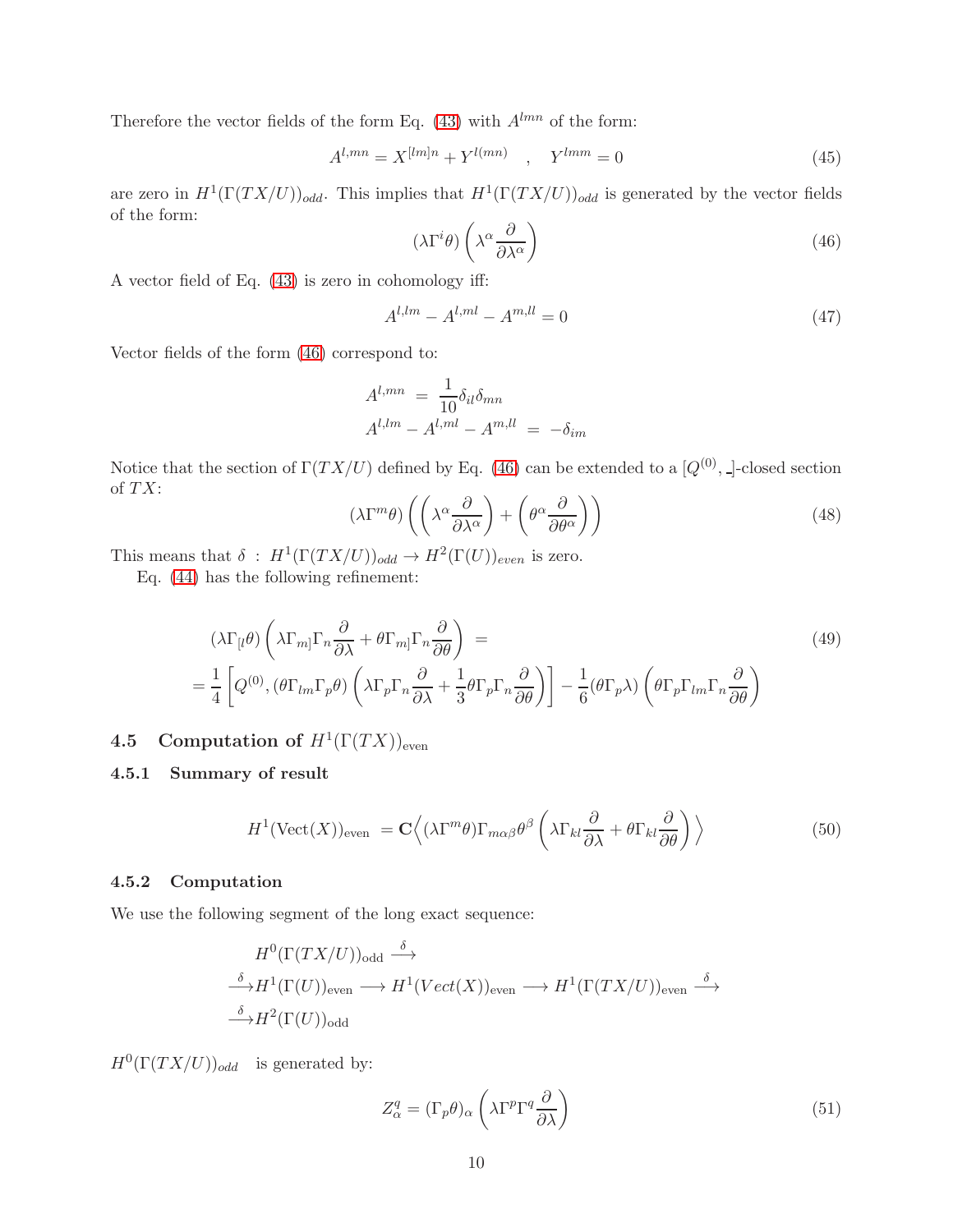Therefore the vector fields of the form Eq. (43) with $A^{lmn}$ of the form:

$$A^{l,mn} = X^{[lm]n} + Y^{l(mn)} \quad , \quad Y^{lmm} = 0 \tag{45}$$

are zero in $H^1(\Gamma(TX/U))_{odd}$. This implies that $H^1(\Gamma(TX/U))_{odd}$ is generated by the vector fields of the form:

$$(\lambda\Gamma^i\theta)\left(\lambda^\alpha \frac{\partial}{\partial\lambda^\alpha}\right) \tag{46}$$

A vector field of Eq. (43) is zero in cohomology iff:

$$A^{l,lm} - A^{l,ml} - A^{m,ll} = 0 \tag{47}$$

Vector fields of the form (46) correspond to:

$$\begin{aligned}
A^{l,mn} &= \frac{1}{10}\delta_{il}\delta_{mn} \\
A^{l,lm} - A^{l,ml} - A^{m,ll} &= -\delta_{im}
\end{aligned}$$

Notice that the section of $\Gamma(TX/U)$ defined by Eq. (46) can be extended to a $[Q^{(0)}, \_]$-closed section of $TX$:

$$(\lambda\Gamma^m\theta)\left(\left(\lambda^\alpha\frac{\partial}{\partial\lambda^\alpha}\right) + \left(\theta^\alpha\frac{\partial}{\partial\theta^\alpha}\right)\right) \tag{48}$$

This means that $\delta\ :\ H^1(\Gamma(TX/U))_{odd} \to H^2(\Gamma(U))_{even}$ is zero.

Eq. (44) has the following refinement:

$$\begin{aligned}
&(\lambda\Gamma_{[l}\theta)\left(\lambda\Gamma_{m]}\Gamma_n\frac{\partial}{\partial\lambda} + \theta\Gamma_{m]}\Gamma_n\frac{\partial}{\partial\theta}\right) = \\
&= \frac{1}{4}\left[Q^{(0)}, (\theta\Gamma_{lm}\Gamma_p\theta)\left(\lambda\Gamma_p\Gamma_n\frac{\partial}{\partial\lambda} + \frac{1}{3}\theta\Gamma_p\Gamma_n\frac{\partial}{\partial\theta}\right)\right] - \frac{1}{6}(\theta\Gamma_p\lambda)\left(\theta\Gamma_p\Gamma_{lm}\Gamma_n\frac{\partial}{\partial\theta}\right)
\end{aligned} \tag{49}$$

## 4.5 Computation of $H^1(\Gamma(TX))_{\text{even}}$

### 4.5.1 Summary of result

$$H^1(\text{Vect}(X))_{\text{even}} = \mathbf{C}\Big\langle (\lambda\Gamma^m\theta)\Gamma_{m\alpha\beta}\theta^\beta\left(\lambda\Gamma_{kl}\frac{\partial}{\partial\lambda} + \theta\Gamma_{kl}\frac{\partial}{\partial\theta}\right)\Big\rangle \tag{50}$$

### 4.5.2 Computation

We use the following segment of the long exact sequence:

$$\begin{aligned}
&H^0(\Gamma(TX/U))_{\text{odd}} \xrightarrow{\delta} \\
&\xrightarrow{\delta} H^1(\Gamma(U))_{\text{even}} \longrightarrow H^1(Vect(X))_{\text{even}} \longrightarrow H^1(\Gamma(TX/U))_{\text{even}} \xrightarrow{\delta} \\
&\xrightarrow{\delta} H^2(\Gamma(U))_{\text{odd}}
\end{aligned}$$

$H^0(\Gamma(TX/U))_{odd}$ is generated by:

$$Z^q_\alpha = (\Gamma_p\theta)_\alpha\left(\lambda\Gamma^p\Gamma^q\frac{\partial}{\partial\lambda}\right) \tag{51}$$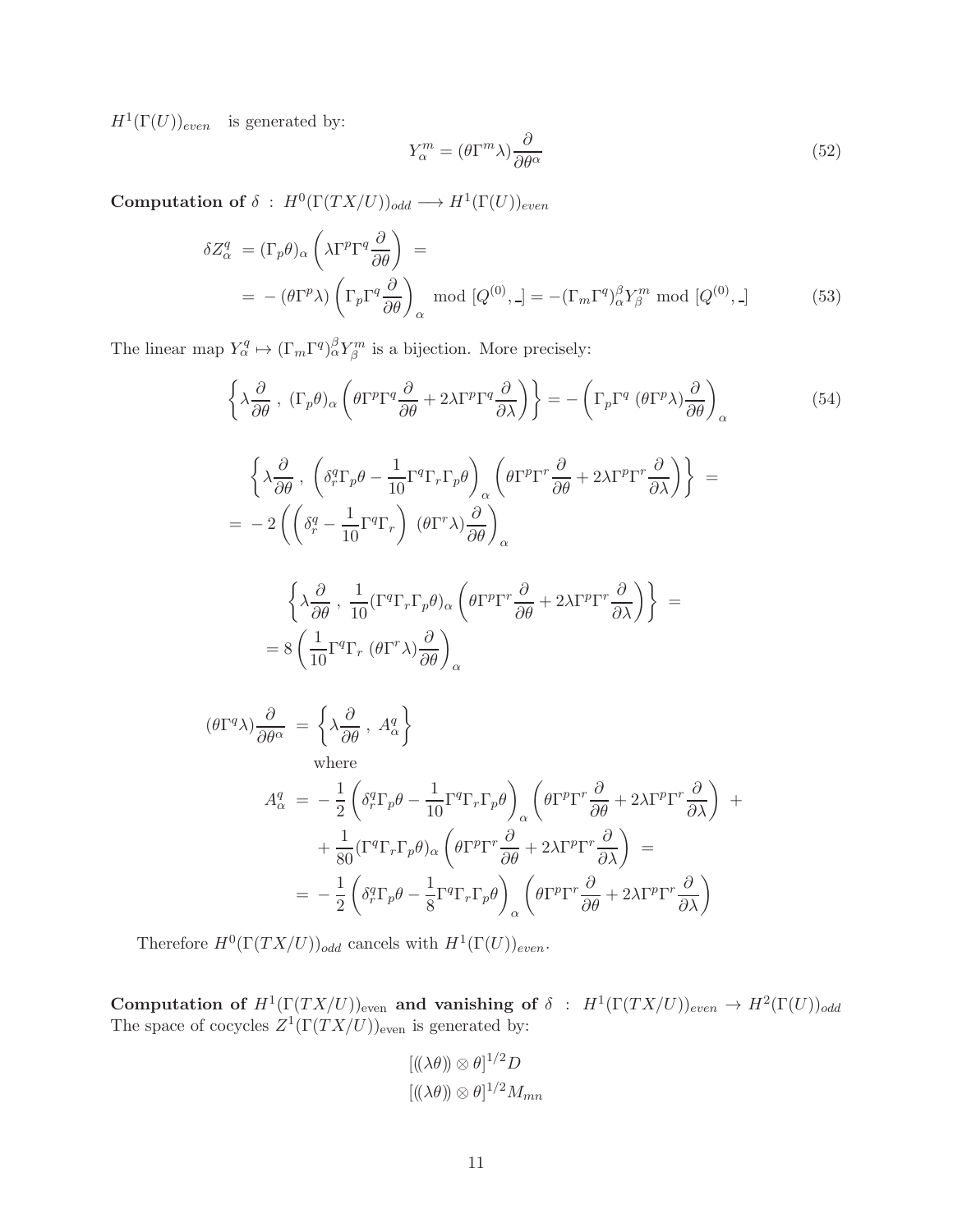$H^1(\Gamma(U))_{even}$ is generated by:

$$Y^m_\alpha = (\theta\Gamma^m\lambda)\frac{\partial}{\partial\theta^\alpha} \tag{52}$$

**Computation of** $\delta \; : \; H^0(\Gamma(TX/U))_{odd} \longrightarrow H^1(\Gamma(U))_{even}$

$$\begin{aligned}
\delta Z^q_\alpha &= (\Gamma_p\theta)_\alpha \left(\lambda\Gamma^p\Gamma^q\frac{\partial}{\partial\theta}\right) = \\
&= -(\theta\Gamma^p\lambda)\left(\Gamma_p\Gamma^q\frac{\partial}{\partial\theta}\right)_\alpha \bmod [Q^{(0)}, \_] = -(\Gamma_m\Gamma^q)^\beta_\alpha Y^m_\beta \bmod [Q^{(0)}, \_]
\end{aligned} \tag{53}$$

The linear map $Y^q_\alpha \mapsto (\Gamma_m\Gamma^q)^\beta_\alpha Y^m_\beta$ is a bijection. More precisely:

$$\left\{\lambda\frac{\partial}{\partial\theta}\, ,\, (\Gamma_p\theta)_\alpha\left(\theta\Gamma^p\Gamma^q\frac{\partial}{\partial\theta} + 2\lambda\Gamma^p\Gamma^q\frac{\partial}{\partial\lambda}\right)\right\} = -\left(\Gamma_p\Gamma^q\; (\theta\Gamma^p\lambda)\frac{\partial}{\partial\theta}\right)_\alpha \tag{54}$$

$$\begin{aligned}
&\left\{\lambda\frac{\partial}{\partial\theta}\, ,\, \left(\delta^q_r\Gamma_p\theta - \frac{1}{10}\Gamma^q\Gamma_r\Gamma_p\theta\right)_\alpha\left(\theta\Gamma^p\Gamma^r\frac{\partial}{\partial\theta} + 2\lambda\Gamma^p\Gamma^r\frac{\partial}{\partial\lambda}\right)\right\} = \\
&= -2\left(\left(\delta^q_r - \frac{1}{10}\Gamma^q\Gamma_r\right)\; (\theta\Gamma^r\lambda)\frac{\partial}{\partial\theta}\right)_\alpha
\end{aligned}$$

$$\begin{aligned}
&\left\{\lambda\frac{\partial}{\partial\theta}\, ,\, \frac{1}{10}(\Gamma^q\Gamma_r\Gamma_p\theta)_\alpha\left(\theta\Gamma^p\Gamma^r\frac{\partial}{\partial\theta} + 2\lambda\Gamma^p\Gamma^r\frac{\partial}{\partial\lambda}\right)\right\} = \\
&= 8\left(\frac{1}{10}\Gamma^q\Gamma_r\; (\theta\Gamma^r\lambda)\frac{\partial}{\partial\theta}\right)_\alpha
\end{aligned}$$

$$\begin{aligned}
(\theta\Gamma^q\lambda)\frac{\partial}{\partial\theta^\alpha} &= \left\{\lambda\frac{\partial}{\partial\theta}\, ,\, A^q_\alpha\right\} \\
&\quad \text{where} \\
A^q_\alpha &= -\frac{1}{2}\left(\delta^q_r\Gamma_p\theta - \frac{1}{10}\Gamma^q\Gamma_r\Gamma_p\theta\right)_\alpha\left(\theta\Gamma^p\Gamma^r\frac{\partial}{\partial\theta} + 2\lambda\Gamma^p\Gamma^r\frac{\partial}{\partial\lambda}\right) + \\
&\quad + \frac{1}{80}(\Gamma^q\Gamma_r\Gamma_p\theta)_\alpha\left(\theta\Gamma^p\Gamma^r\frac{\partial}{\partial\theta} + 2\lambda\Gamma^p\Gamma^r\frac{\partial}{\partial\lambda}\right) = \\
&= -\frac{1}{2}\left(\delta^q_r\Gamma_p\theta - \frac{1}{8}\Gamma^q\Gamma_r\Gamma_p\theta\right)_\alpha\left(\theta\Gamma^p\Gamma^r\frac{\partial}{\partial\theta} + 2\lambda\Gamma^p\Gamma^r\frac{\partial}{\partial\lambda}\right)
\end{aligned}$$

Therefore $H^0(\Gamma(TX/U))_{odd}$ cancels with $H^1(\Gamma(U))_{even}$.

**Computation of** $H^1(\Gamma(TX/U))_{\text{even}}$ **and vanishing of** $\delta \; : \; H^1(\Gamma(TX/U))_{even} \to H^2(\Gamma(U))_{odd}$
The space of cocycles $Z^1(\Gamma(TX/U))_{\text{even}}$ is generated by:

$$\begin{gathered}
[((\lambda\theta)) \otimes \theta]^{1/2} D \\
[((\lambda\theta)) \otimes \theta]^{1/2} M_{mn}
\end{gathered}$$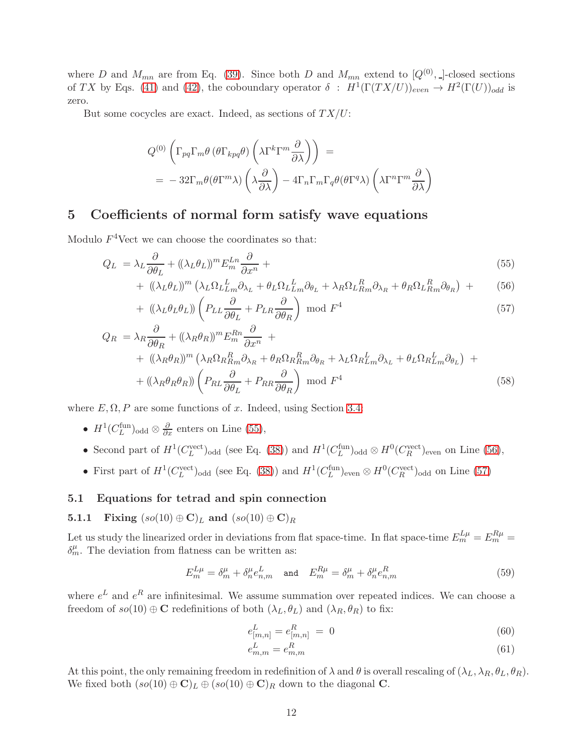where $D$ and $M_{mn}$ are from Eq. (39). Since both $D$ and $M_{mn}$ extend to $[Q^{(0)}, \_]$-closed sections of $TX$ by Eqs. (41) and (42), the coboundary operator $\delta \ : \ H^1(\Gamma(TX/U))_{even} \to H^2(\Gamma(U))_{odd}$ is zero.

But some cocycles are exact. Indeed, as sections of $TX/U$:

$$
\begin{aligned}
& Q^{(0)}\left(\Gamma_{pq}\Gamma_m\theta\,(\theta\Gamma_{kpq}\theta)\left(\lambda\Gamma^k\Gamma^m\frac{\partial}{\partial\lambda}\right)\right) \ = \\
& = \ -32\Gamma_m\theta(\theta\Gamma^m\lambda)\left(\lambda\frac{\partial}{\partial\lambda}\right) - 4\Gamma_n\Gamma_m\Gamma_q\theta(\theta\Gamma^q\lambda)\left(\lambda\Gamma^n\Gamma^m\frac{\partial}{\partial\lambda}\right)
\end{aligned}
$$

# 5 Coefficients of normal form satisfy wave equations

Modulo $F^4$Vect we can choose the coordinates so that:

$$
\begin{aligned}
Q_L \ = & \ \lambda_L\frac{\partial}{\partial\theta_L} + (\!(\lambda_L\theta_L)\!)^m E^{Ln}_m\frac{\partial}{\partial x^n} + && (55)\\
& + \ (\!(\lambda_L\theta_L)\!)^m\left(\lambda_L\Omega_L{}^L_{Lm}\partial_{\lambda_L} + \theta_L\Omega_L{}^L_{Lm}\partial_{\theta_L} + \lambda_R\Omega_L{}^R_{Rm}\partial_{\lambda_R} + \theta_R\Omega_L{}^R_{Rm}\partial_{\theta_R}\right) \ + && (56)\\
& + \ (\!(\lambda_L\theta_L\theta_L)\!)\left(P_{LL}\frac{\partial}{\partial\theta_L} + P_{LR}\frac{\partial}{\partial\theta_R}\right) \ \mathrm{mod}\ F^4 && (57)\\
Q_R \ = & \ \lambda_R\frac{\partial}{\partial\theta_R} + (\!(\lambda_R\theta_R)\!)^m E^{Rn}_m\frac{\partial}{\partial x^n} \ + \\
& + \ (\!(\lambda_R\theta_R)\!)^m\left(\lambda_R\Omega_R{}^R_{Rm}\partial_{\lambda_R} + \theta_R\Omega_R{}^R_{Rm}\partial_{\theta_R} + \lambda_L\Omega_R{}^L_{Lm}\partial_{\lambda_L} + \theta_L\Omega_R{}^L_{Lm}\partial_{\theta_L}\right) \ + \\
& + (\!(\lambda_R\theta_R\theta_R)\!)\left(P_{RL}\frac{\partial}{\partial\theta_L} + P_{RR}\frac{\partial}{\partial\theta_R}\right) \ \mathrm{mod}\ F^4 && (58)
\end{aligned}
$$

where $E, \Omega, P$ are some functions of $x$. Indeed, using Section 3.4:

- $H^1(C_L^{\mathrm{fun}})_{\mathrm{odd}} \otimes \frac{\partial}{\partial x}$ enters on Line (55),
- Second part of $H^1(C_L^{\mathrm{vect}})_{\mathrm{odd}}$ (see Eq. (38)) and $H^1(C_L^{\mathrm{fun}})_{\mathrm{odd}} \otimes H^0(C_R^{\mathrm{vect}})_{\mathrm{even}}$ on Line (56),
- First part of $H^1(C_L^{\mathrm{vect}})_{\mathrm{odd}}$ (see Eq. (38)) and $H^1(C_L^{\mathrm{fun}})_{\mathrm{even}} \otimes H^0(C_R^{\mathrm{vect}})_{\mathrm{odd}}$ on Line (57)

## 5.1 Equations for tetrad and spin connection

### 5.1.1 Fixing $(so(10) \oplus \mathbf{C})_L$ and $(so(10) \oplus \mathbf{C})_R$

Let us study the linearized order in deviations from flat space-time. In flat space-time $E^{L\mu}_m = E^{R\mu}_m = \delta^\mu_m$. The deviation from flatness can be written as:

$$
E^{L\mu}_m = \delta^\mu_m + \delta^\mu_n e^L_{n,m} \quad \texttt{and} \quad E^{R\mu}_m = \delta^\mu_m + \delta^\mu_n e^R_{n,m} \tag{59}
$$

where $e^L$ and $e^R$ are infinitesimal. We assume summation over repeated indices. We can choose a freedom of $so(10) \oplus \mathbf{C}$ redefinitions of both $(\lambda_L, \theta_L)$ and $(\lambda_R, \theta_R)$ to fix:

$$
e^L_{[m,n]} = e^R_{[m,n]} \ = \ 0 \tag{60}
$$

$$
e^L_{m,m} = e^R_{m,m} \tag{61}
$$

At this point, the only remaining freedom in redefinition of $\lambda$ and $\theta$ is overall rescaling of $(\lambda_L, \lambda_R, \theta_L, \theta_R)$. We fixed both $(so(10) \oplus \mathbf{C})_L \oplus (so(10) \oplus \mathbf{C})_R$ down to the diagonal $\mathbf{C}$.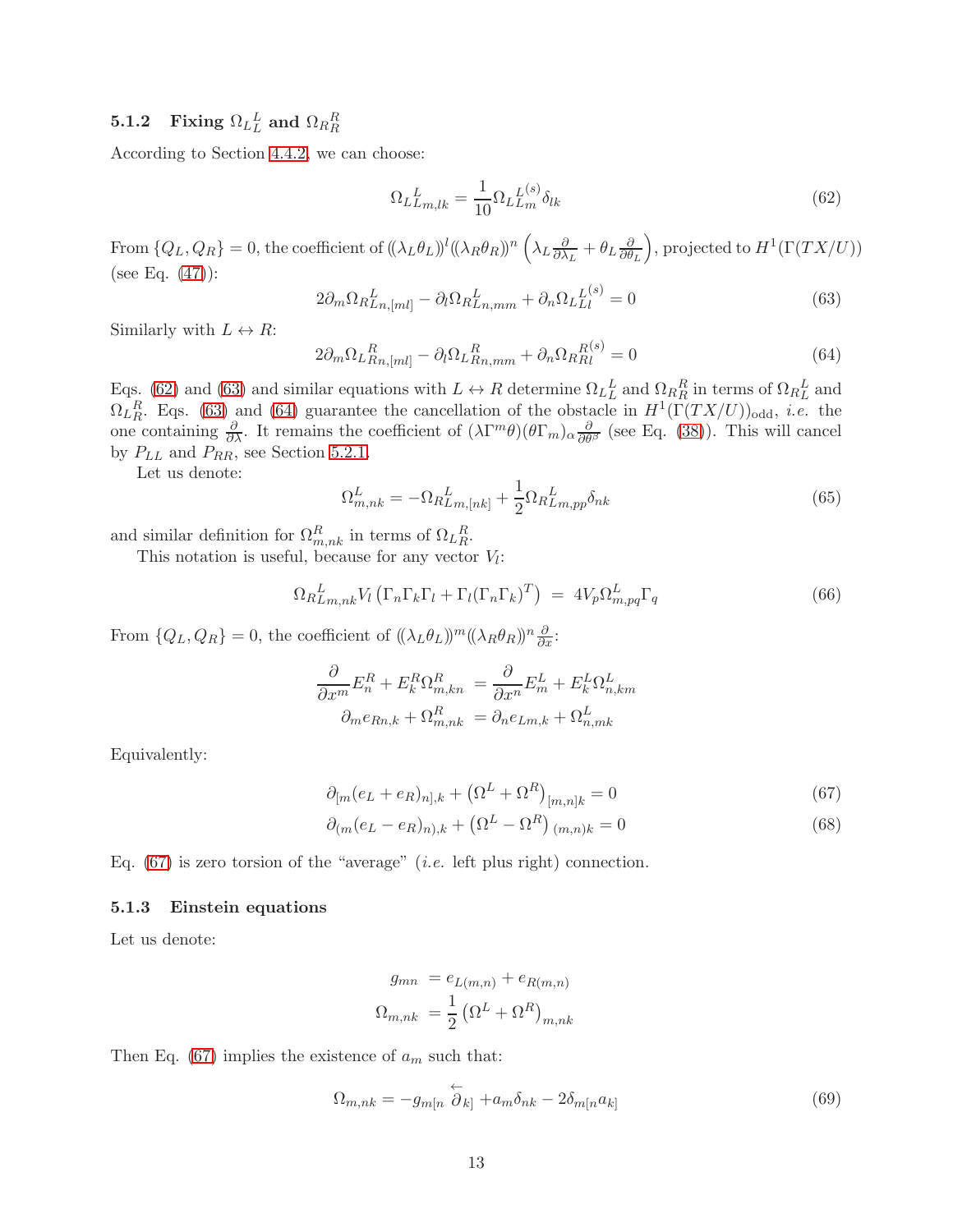#### 5.1.2 Fixing ${\Omega_L}_L^L$ and ${\Omega_R}_R^R$

According to Section 4.4.2, we can choose:

$$
{\Omega_L}^L_{Lm,lk} = \frac{1}{10} {\Omega_L}^{L(s)}_{Lm} \delta_{lk} \tag{62}
$$

From $\{Q_L, Q_R\} = 0$, the coefficient of $((\lambda_L\theta_L))^l((\lambda_R\theta_R))^n\left(\lambda_L\frac{\partial}{\partial\lambda_L} + \theta_L\frac{\partial}{\partial\theta_L}\right)$, projected to $H^1(\Gamma(TX/U))$ (see Eq. (47)):

$$
2\partial_m {\Omega_R}^L_{Ln,[ml]} - \partial_l {\Omega_R}^L_{Ln,mm} + \partial_n {\Omega_L}^{L(s)}_{Ll} = 0 \tag{63}
$$

Similarly with $L \leftrightarrow R$:

$$
2\partial_m {\Omega_L}^R_{Rn,[ml]} - \partial_l {\Omega_L}^R_{Rn,mm} + \partial_n {\Omega_R}^{R(s)}_{Rl} = 0 \tag{64}
$$

Eqs. (62) and (63) and similar equations with $L \leftrightarrow R$ determine ${\Omega_L}^L_L$ and ${\Omega_R}^R_R$ in terms of ${\Omega_R}^L_L$ and ${\Omega_L}^R_R$. Eqs. (63) and (64) guarantee the cancellation of the obstacle in $H^1(\Gamma(TX/U))_{\text{odd}}$, *i.e.* the one containing $\frac{\partial}{\partial\lambda}$. It remains the coefficient of $(\lambda\Gamma^m\theta)(\theta\Gamma_m)_\alpha\frac{\partial}{\partial\theta^\beta}$ (see Eq. (38)). This will cancel by $P_{LL}$ and $P_{RR}$, see Section 5.2.1.

Let us denote:

$$
\Omega^L_{m,nk} = -{\Omega_R}^L_{Lm,[nk]} + \frac{1}{2}{\Omega_R}^L_{Lm,pp}\delta_{nk} \tag{65}
$$

and similar definition for $\Omega^R_{m,nk}$ in terms of ${\Omega_L}^R_R$.

This notation is useful, because for any vector $V_l$:

$$
{\Omega_R}^L_{Lm,nk} V_l \left(\Gamma_n\Gamma_k\Gamma_l + \Gamma_l(\Gamma_n\Gamma_k)^T\right) \;=\; 4V_p\Omega^L_{m,pq}\Gamma_q \tag{66}
$$

From $\{Q_L, Q_R\} = 0$, the coefficient of $((\lambda_L\theta_L))^m((\lambda_R\theta_R))^n\frac{\partial}{\partial x}$:

$$
\begin{aligned}
\frac{\partial}{\partial x^m}E^R_n + E^R_k\Omega^R_{m,kn} &= \frac{\partial}{\partial x^n}E^L_m + E^L_k\Omega^L_{n,km} \\
\partial_m e_{Rn,k} + \Omega^R_{m,nk} &= \partial_n e_{Lm,k} + \Omega^L_{n,mk}
\end{aligned}
$$

Equivalently:

$$
\partial_{[m}(e_L + e_R)_{n],k} + \left(\Omega^L + \Omega^R\right)_{[m,n]k} = 0 \tag{67}
$$

$$
\partial_{(m}(e_L - e_R)_{n),k} + \left(\Omega^L - \Omega^R\right)_{(m,n)k} = 0 \tag{68}
$$

Eq. (67) is zero torsion of the "average" (*i.e.* left plus right) connection.

#### 5.1.3 Einstein equations

Let us denote:

$$
\begin{aligned}
g_{mn} &= e_{L(m,n)} + e_{R(m,n)} \\
\Omega_{m,nk} &= \frac{1}{2}\left(\Omega^L + \Omega^R\right)_{m,nk}
\end{aligned}
$$

Then Eq. (67) implies the existence of $a_m$ such that:

$$
\Omega_{m,nk} = -g_{m[n}\overleftarrow{\partial}_{k]} + a_m\delta_{nk} - 2\delta_{m[n}a_{k]} \tag{69}
$$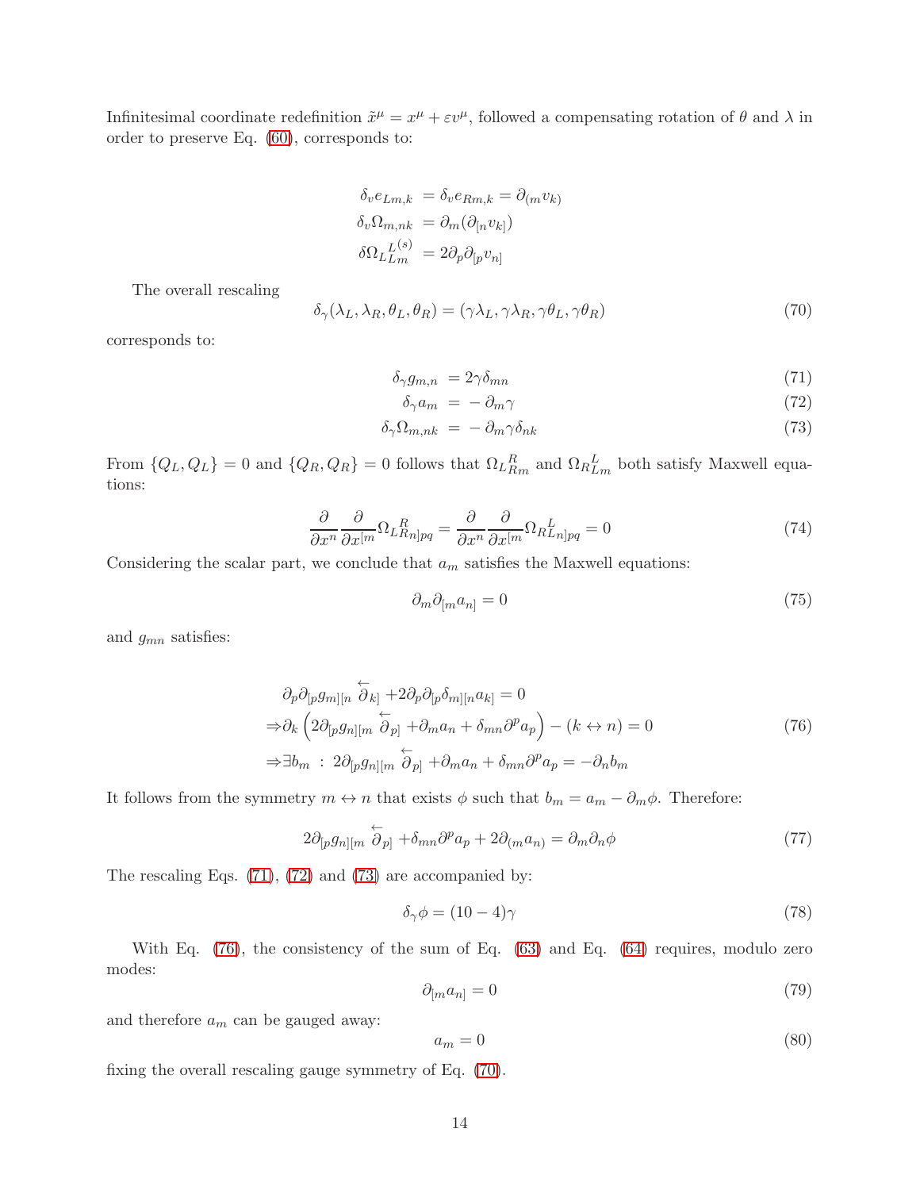Infinitesimal coordinate redefinition $\tilde{x}^\mu = x^\mu + \varepsilon v^\mu$, followed a compensating rotation of $\theta$ and $\lambda$ in order to preserve Eq. (60), corresponds to:

$$
\begin{aligned}
\delta_v e_{Lm,k} &= \delta_v e_{Rm,k} = \partial_{(m} v_{k)} \\
\delta_v \Omega_{m,nk} &= \partial_m (\partial_{[n} v_{k]}) \\
\delta \Omega_{L\,Lm}^{\;L^{(s)}} &= 2\partial_p \partial_{[p} v_{n]}
\end{aligned}
$$

The overall rescaling

$$
\delta_\gamma(\lambda_L, \lambda_R, \theta_L, \theta_R) = (\gamma\lambda_L, \gamma\lambda_R, \gamma\theta_L, \gamma\theta_R) \tag{70}
$$

corresponds to:

$$
\delta_\gamma g_{m,n} = 2\gamma\delta_{mn} \tag{71}
$$

$$
\delta_\gamma a_m = -\partial_m \gamma \tag{72}
$$

$$
\delta_\gamma \Omega_{m,nk} = -\partial_m \gamma \delta_{nk} \tag{73}
$$

From $\{Q_L, Q_L\} = 0$ and $\{Q_R, Q_R\} = 0$ follows that $\Omega_{L\,Rm}^{\;R}$ and $\Omega_{R\,Lm}^{\;L}$ both satisfy Maxwell equations:

$$
\frac{\partial}{\partial x^n}\frac{\partial}{\partial x^{[m}}\Omega_{L\,Rn]pq}^{\;R} = \frac{\partial}{\partial x^n}\frac{\partial}{\partial x^{[m}}\Omega_{R\,Ln]pq}^{\;L} = 0 \tag{74}
$$

Considering the scalar part, we conclude that $a_m$ satisfies the Maxwell equations:

$$
\partial_m \partial_{[m} a_{n]} = 0 \tag{75}
$$

and $g_{mn}$ satisfies:

$$
\begin{aligned}
&\partial_p \partial_{[p} g_{m][n} \overleftarrow{\partial}_{k]} + 2\partial_p \partial_{[p} \delta_{m][n} a_{k]} = 0 \\
\Rightarrow &\partial_k \left( 2\partial_{[p} g_{n][m} \overleftarrow{\partial}_{p]} + \partial_m a_n + \delta_{mn} \partial^p a_p \right) - (k \leftrightarrow n) = 0 \\
\Rightarrow &\exists b_m \;:\; 2\partial_{[p} g_{n][m} \overleftarrow{\partial}_{p]} + \partial_m a_n + \delta_{mn}\partial^p a_p = -\partial_n b_m
\end{aligned} \tag{76}
$$

It follows from the symmetry $m \leftrightarrow n$ that exists $\phi$ such that $b_m = a_m - \partial_m \phi$. Therefore:

$$
2\partial_{[p} g_{n][m} \overleftarrow{\partial}_{p]} + \delta_{mn}\partial^p a_p + 2\partial_{(m} a_{n)} = \partial_m \partial_n \phi \tag{77}
$$

The rescaling Eqs. (71), (72) and (73) are accompanied by:

$$
\delta_\gamma \phi = (10 - 4)\gamma \tag{78}
$$

With Eq. (76), the consistency of the sum of Eq. (63) and Eq. (64) requires, modulo zero modes:

$$
\partial_{[m} a_{n]} = 0 \tag{79}
$$

and therefore $a_m$ can be gauged away:

$$
a_m = 0 \tag{80}
$$

fixing the overall rescaling gauge symmetry of Eq. (70).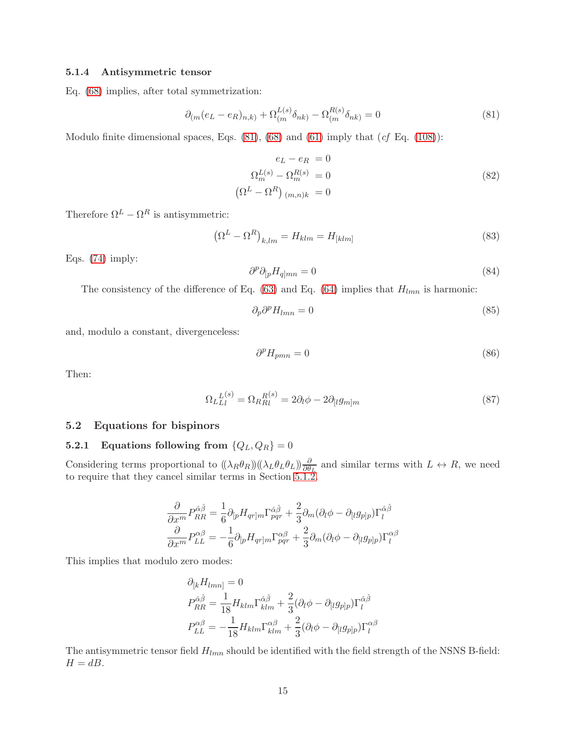#### 5.1.4 Antisymmetric tensor

Eq. (68) implies, after total symmetrization:

$$\partial_{(m}(e_L - e_R)_{n,k)} + \Omega^{L(s)}_{(m}\delta_{nk)} - \Omega^{R(s)}_{(m}\delta_{nk)} = 0 \tag{81}$$

Modulo finite dimensional spaces, Eqs. (81), (68) and (61) imply that (*cf* Eq. (108)):

$$\begin{aligned}
e_L - e_R &= 0 \\
\Omega^{L(s)}_m - \Omega^{R(s)}_m &= 0 \\
\left(\Omega^L - \Omega^R\right)_{(m,n)k} &= 0
\end{aligned} \tag{82}$$

Therefore $\Omega^L - \Omega^R$ is antisymmetric:

$$\left(\Omega^L - \Omega^R\right)_{k,lm} = H_{klm} = H_{[klm]} \tag{83}$$

Eqs. (74) imply:

$$\partial^p \partial_{[p} H_{q]mn} = 0 \tag{84}$$

The consistency of the difference of Eq. (63) and Eq. (64) implies that $H_{lmn}$ is harmonic:

$$\partial_p \partial^p H_{lmn} = 0 \tag{85}$$

and, modulo a constant, divergenceless:

$$\partial^p H_{pmn} = 0 \tag{86}$$

Then:

$$\Omega_{L}{}^{L(s)}_{Ll} = \Omega_{R}{}^{R(s)}_{Rl} = 2\partial_l \phi - 2\partial_{[l} g_{m]m} \tag{87}$$

### 5.2 Equations for bispinors

#### 5.2.1 Equations following from $\{Q_L, Q_R\} = 0$

Considering terms proportional to $((\lambda_R\theta_R))((\lambda_L\theta_L\theta_L))\frac{\partial}{\partial\theta_L}$ and similar terms with $L \leftrightarrow R$, we need to require that they cancel similar terms in Section 5.1.2.

$$\begin{aligned}
\frac{\partial}{\partial x^m} P^{\hat\alpha\hat\beta}_{RR} &= \frac{1}{6}\partial_{[p} H_{qr]m} \Gamma^{\hat\alpha\hat\beta}_{pqr} + \frac{2}{3}\partial_m(\partial_l\phi - \partial_{[l} g_{p]p})\Gamma^{\hat\alpha\hat\beta}_l \\
\frac{\partial}{\partial x^m} P^{\alpha\beta}_{LL} &= -\frac{1}{6}\partial_{[p} H_{qr]m} \Gamma^{\alpha\beta}_{pqr} + \frac{2}{3}\partial_m(\partial_l\phi - \partial_{[l} g_{p]p})\Gamma^{\alpha\beta}_l
\end{aligned}$$

This implies that modulo zero modes:

$$\begin{aligned}
&\partial_{[k} H_{lmn]} = 0 \\
&P^{\hat\alpha\hat\beta}_{RR} = \frac{1}{18} H_{klm}\Gamma^{\hat\alpha\hat\beta}_{klm} + \frac{2}{3}(\partial_l\phi - \partial_{[l} g_{p]p})\Gamma^{\hat\alpha\hat\beta}_l \\
&P^{\alpha\beta}_{LL} = -\frac{1}{18} H_{klm}\Gamma^{\alpha\beta}_{klm} + \frac{2}{3}(\partial_l\phi - \partial_{[l} g_{p]p})\Gamma^{\alpha\beta}_l
\end{aligned}$$

The antisymmetric tensor field $H_{lmn}$ should be identified with the field strength of the NSNS B-field: $H = dB$.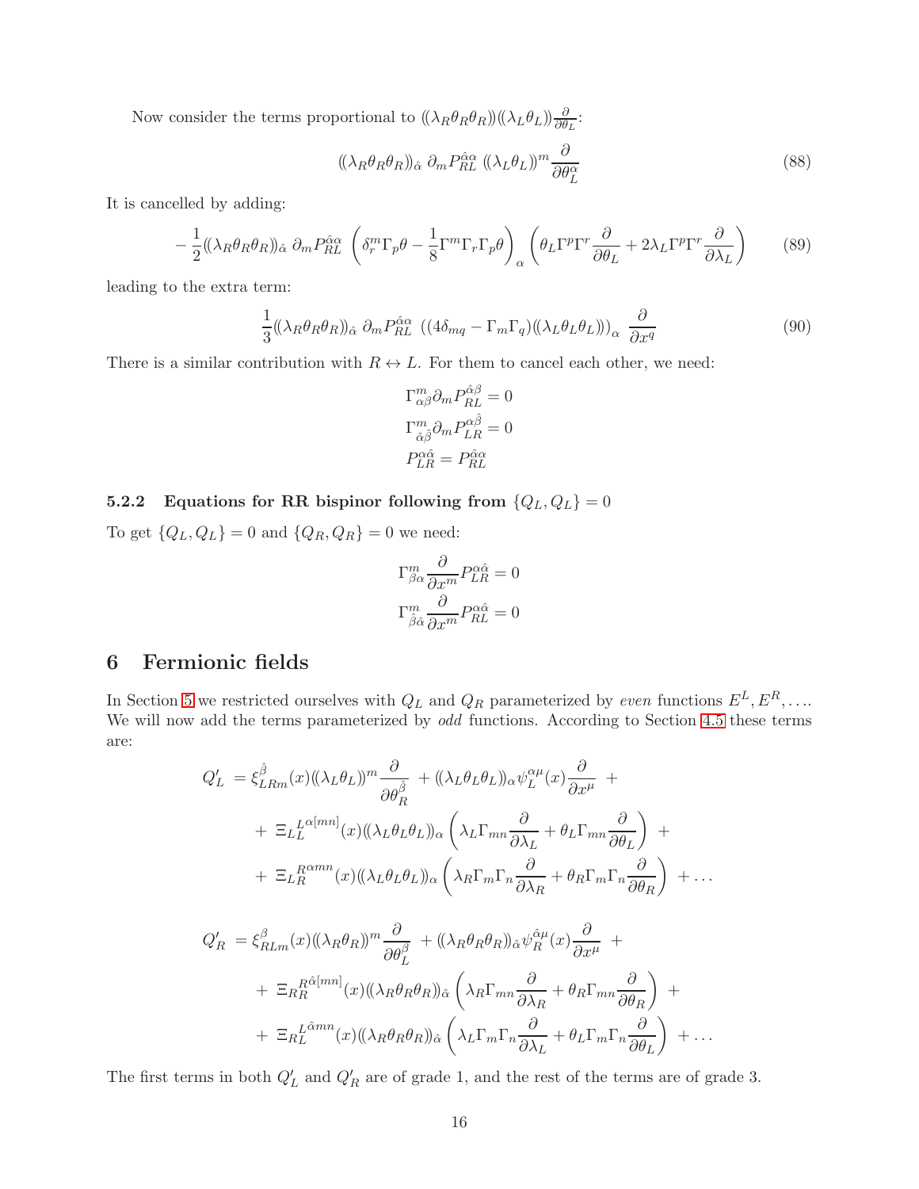Now consider the terms proportional to $((\lambda_R\theta_R\theta_R))((\lambda_L\theta_L))\frac{\partial}{\partial\theta_L}$:

$$((\lambda_R\theta_R\theta_R))_{\hat{\alpha}}\;\partial_m P^{\hat{\alpha}\alpha}_{RL}\;((\lambda_L\theta_L))^m\frac{\partial}{\partial\theta^\alpha_L} \tag{88}$$

It is cancelled by adding:

$$-\frac{1}{2}((\lambda_R\theta_R\theta_R))_{\hat{\alpha}}\;\partial_m P^{\hat{\alpha}\alpha}_{RL}\;\left(\delta^m_r\Gamma_p\theta - \frac{1}{8}\Gamma^m\Gamma_r\Gamma_p\theta\right)_\alpha\left(\theta_L\Gamma^p\Gamma^r\frac{\partial}{\partial\theta_L} + 2\lambda_L\Gamma^p\Gamma^r\frac{\partial}{\partial\lambda_L}\right) \tag{89}$$

leading to the extra term:

$$\frac{1}{3}((\lambda_R\theta_R\theta_R))_{\hat{\alpha}}\;\partial_m P^{\hat{\alpha}\alpha}_{RL}\;((4\delta_{mq} - \Gamma_m\Gamma_q)((\lambda_L\theta_L\theta_L)))_\alpha\;\frac{\partial}{\partial x^q} \tag{90}$$

There is a similar contribution with $R \leftrightarrow L$. For them to cancel each other, we need:

$$\Gamma^m_{\alpha\beta}\partial_m P^{\hat{\alpha}\beta}_{RL} = 0$$
$$\Gamma^m_{\hat{\alpha}\hat{\beta}}\partial_m P^{\alpha\hat{\beta}}_{LR} = 0$$
$$P^{\alpha\hat{\alpha}}_{LR} = P^{\hat{\alpha}\alpha}_{RL}$$

### 5.2.2 Equations for RR bispinor following from $\{Q_L, Q_L\} = 0$

To get $\{Q_L, Q_L\} = 0$ and $\{Q_R, Q_R\} = 0$ we need:

$$\Gamma^m_{\beta\alpha}\frac{\partial}{\partial x^m}P^{\alpha\hat{\alpha}}_{LR} = 0$$
$$\Gamma^m_{\hat{\beta}\hat{\alpha}}\frac{\partial}{\partial x^m}P^{\alpha\hat{\alpha}}_{RL} = 0$$

## 6 Fermionic fields

In Section 5 we restricted ourselves with $Q_L$ and $Q_R$ parameterized by *even* functions $E^L, E^R, \ldots$. We will now add the terms parameterized by *odd* functions. According to Section 4.5 these terms are:

$$\begin{aligned}
Q'_L \;=\; & \xi^{\hat{\beta}}_{LRm}(x)((\lambda_L\theta_L))^m\frac{\partial}{\partial\theta^{\hat{\beta}}_R} \;+ ((\lambda_L\theta_L\theta_L))_\alpha\psi^{\alpha\mu}_L(x)\frac{\partial}{\partial x^\mu} \;+ \\
&+\; \Xi_L{}^{L\alpha[mn]}_L(x)((\lambda_L\theta_L\theta_L))_\alpha\left(\lambda_L\Gamma_{mn}\frac{\partial}{\partial\lambda_L} + \theta_L\Gamma_{mn}\frac{\partial}{\partial\theta_L}\right) \;+ \\
&+\; \Xi_L{}^{R\alpha mn}_R(x)((\lambda_L\theta_L\theta_L))_\alpha\left(\lambda_R\Gamma_m\Gamma_n\frac{\partial}{\partial\lambda_R} + \theta_R\Gamma_m\Gamma_n\frac{\partial}{\partial\theta_R}\right) \;+ \ldots
\end{aligned}$$

$$\begin{aligned}
Q'_R \;=\; & \xi^{\beta}_{RLm}(x)((\lambda_R\theta_R))^m\frac{\partial}{\partial\theta^{\beta}_L} \;+ ((\lambda_R\theta_R\theta_R))_{\hat{\alpha}}\psi^{\hat{\alpha}\mu}_R(x)\frac{\partial}{\partial x^\mu} \;+ \\
&+\; \Xi_R{}^{R\hat{\alpha}[mn]}_R(x)((\lambda_R\theta_R\theta_R))_{\hat{\alpha}}\left(\lambda_R\Gamma_{mn}\frac{\partial}{\partial\lambda_R} + \theta_R\Gamma_{mn}\frac{\partial}{\partial\theta_R}\right) \;+ \\
&+\; \Xi_R{}^{L\hat{\alpha}mn}_L(x)((\lambda_R\theta_R\theta_R))_{\hat{\alpha}}\left(\lambda_L\Gamma_m\Gamma_n\frac{\partial}{\partial\lambda_L} + \theta_L\Gamma_m\Gamma_n\frac{\partial}{\partial\theta_L}\right) \;+ \ldots
\end{aligned}$$

The first terms in both $Q'_L$ and $Q'_R$ are of grade 1, and the rest of the terms are of grade 3.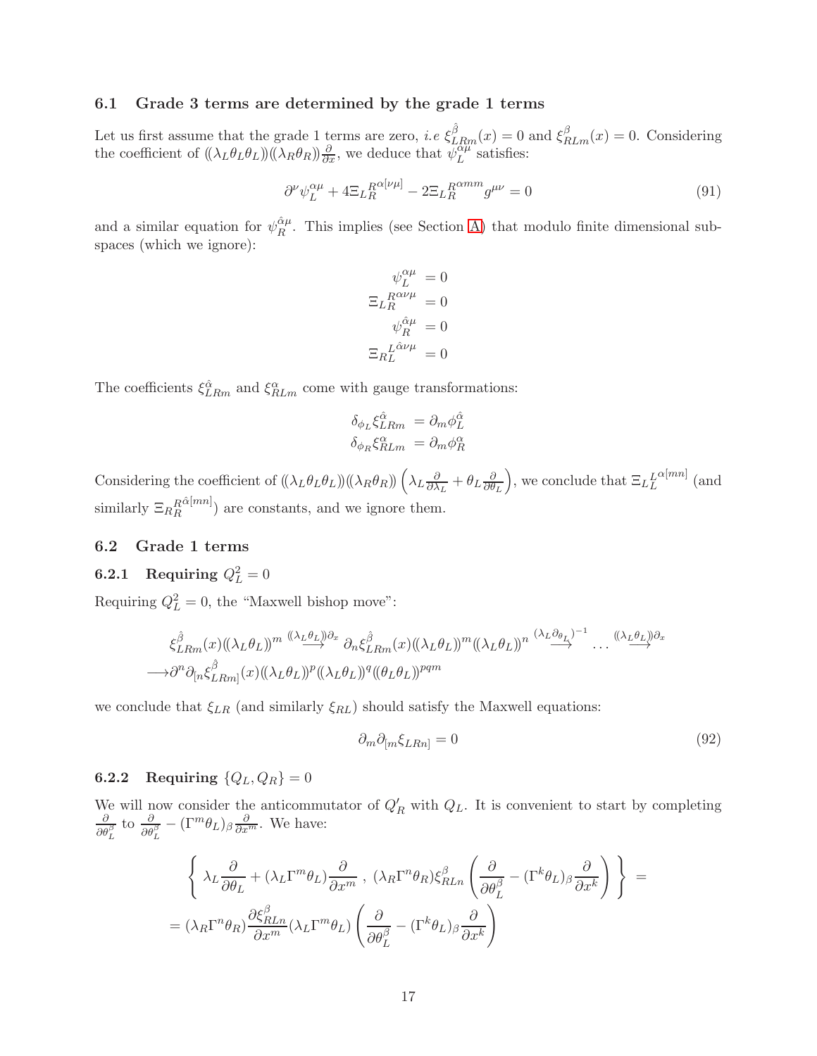### 6.1 Grade 3 terms are determined by the grade 1 terms

Let us first assume that the grade 1 terms are zero, *i.e* $\xi^{\hat{\beta}}_{LRm}(x) = 0$ and $\xi^{\beta}_{RLm}(x) = 0$. Considering the coefficient of $(\!(\lambda_L\theta_L)\!)(\!(\lambda_R\theta_R)\!)\frac{\partial}{\partial x}$, we deduce that $\psi_L^{\alpha\mu}$ satisfies:

$$\partial^\nu \psi_L^{\alpha\mu} + 4\Xi_{L}{}^{R\alpha[\nu\mu]}_{R} - 2\Xi_{L}{}^{R\alpha mm}_{R} g^{\mu\nu} = 0 \tag{91}$$

and a similar equation for $\psi_R^{\hat{\alpha}\mu}$. This implies (see Section A) that modulo finite dimensional subspaces (which we ignore):

$$\begin{aligned}
\psi_L^{\alpha\mu} &= 0\\
\Xi_{L}{}^{R\alpha\nu\mu}_{R} &= 0\\
\psi_R^{\hat{\alpha}\mu} &= 0\\
\Xi_{R}{}^{L\hat{\alpha}\nu\mu}_{L} &= 0
\end{aligned}$$

The coefficients $\xi^{\hat{\alpha}}_{LRm}$ and $\xi^{\alpha}_{RLm}$ come with gauge transformations:

$$\begin{aligned}
\delta_{\phi_L}\xi^{\hat{\alpha}}_{LRm} &= \partial_m \phi_L^{\hat{\alpha}}\\
\delta_{\phi_R}\xi^{\alpha}_{RLm} &= \partial_m \phi_R^{\alpha}
\end{aligned}$$

Considering the coefficient of $(\!(\lambda_L\theta_L\theta_L)\!)(\!(\lambda_R\theta_R)\!)\left(\lambda_L\frac{\partial}{\partial\lambda_L} + \theta_L\frac{\partial}{\partial\theta_L}\right)$, we conclude that $\Xi_{L}{}^{L\alpha[mn]}_{L}$ (and similarly $\Xi_{R}{}^{R\hat{\alpha}[mn]}_{R}$) are constants, and we ignore them.

### 6.2 Grade 1 terms

#### 6.2.1 Requiring $Q_L^2 = 0$

Requiring $Q_L^2 = 0$, the "Maxwell bishop move":

$$\begin{aligned}
&\xi^{\hat{\beta}}_{LRm}(x)(\!(\lambda_L\theta_L)\!)^m \stackrel{(\!(\lambda_L\theta_L)\!)\partial_x}{\longrightarrow} \partial_n\xi^{\hat{\beta}}_{LRm}(x)(\!(\lambda_L\theta_L)\!)^m(\!(\lambda_L\theta_L)\!)^n \stackrel{(\lambda_L\partial_{\theta_L})^{-1}}{\longrightarrow} \ldots \stackrel{(\!(\lambda_L\theta_L)\!)\partial_x}{\longrightarrow}\\
\longrightarrow &\partial^n\partial_{[n}\xi^{\hat{\beta}}_{LRm]}(x)(\!(\lambda_L\theta_L)\!)^p(\!(\lambda_L\theta_L)\!)^q(\!(\theta_L\theta_L)\!)^{pqm}
\end{aligned}$$

we conclude that $\xi_{LR}$ (and similarly $\xi_{RL}$) should satisfy the Maxwell equations:

$$\partial_m\partial_{[m}\xi_{LRn]} = 0 \tag{92}$$

#### 6.2.2 Requiring $\{Q_L, Q_R\} = 0$

We will now consider the anticommutator of $Q'_R$ with $Q_L$. It is convenient to start by completing $\frac{\partial}{\partial\theta_L^\beta}$ to $\frac{\partial}{\partial\theta_L^\beta} - (\Gamma^m\theta_L)_\beta\frac{\partial}{\partial x^m}$. We have:

$$\begin{aligned}
&\left\{\ \lambda_L\frac{\partial}{\partial\theta_L} + (\lambda_L\Gamma^m\theta_L)\frac{\partial}{\partial x^m}\ ,\ (\lambda_R\Gamma^n\theta_R)\xi^{\beta}_{RLn}\left(\frac{\partial}{\partial\theta_L^\beta} - (\Gamma^k\theta_L)_\beta\frac{\partial}{\partial x^k}\right)\ \right\} =\\
&= (\lambda_R\Gamma^n\theta_R)\frac{\partial\xi^{\beta}_{RLn}}{\partial x^m}(\lambda_L\Gamma^m\theta_L)\left(\frac{\partial}{\partial\theta_L^\beta} - (\Gamma^k\theta_L)_\beta\frac{\partial}{\partial x^k}\right)
\end{aligned}$$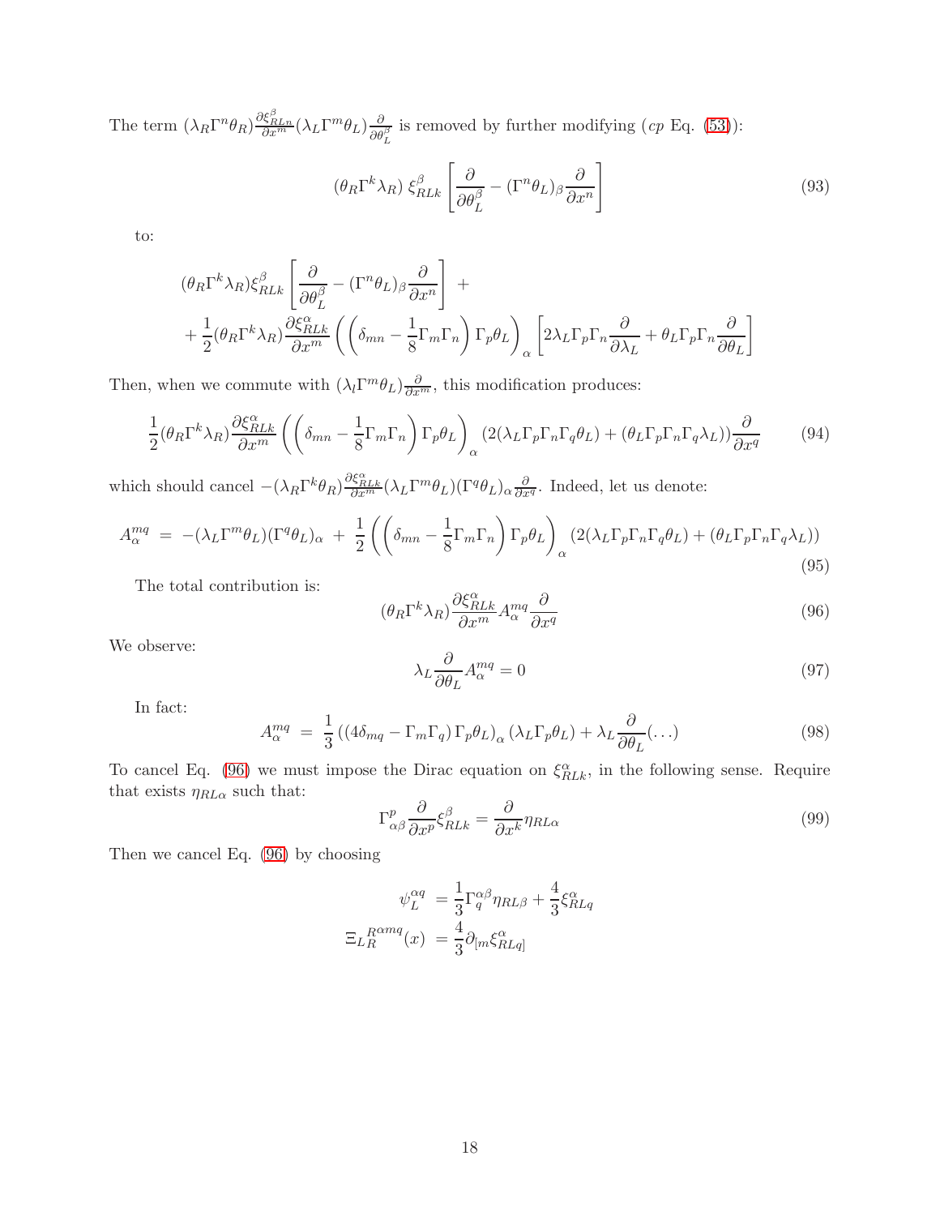The term $(\lambda_R\Gamma^n\theta_R)\frac{\partial\xi^\beta_{RLn}}{\partial x^m}(\lambda_L\Gamma^m\theta_L)\frac{\partial}{\partial\theta^\beta_L}$ is removed by further modifying (*cp* Eq. (53)):

$$(\theta_R\Gamma^k\lambda_R)\,\xi^\beta_{RLk}\left[\frac{\partial}{\partial\theta^\beta_L} - (\Gamma^n\theta_L)_\beta\frac{\partial}{\partial x^n}\right] \tag{93}$$

to:

$$\begin{aligned}
&(\theta_R\Gamma^k\lambda_R)\xi^\beta_{RLk}\left[\frac{\partial}{\partial\theta^\beta_L} - (\Gamma^n\theta_L)_\beta\frac{\partial}{\partial x^n}\right] \; + \\
&+\frac{1}{2}(\theta_R\Gamma^k\lambda_R)\frac{\partial\xi^\alpha_{RLk}}{\partial x^m}\left(\left(\delta_{mn}-\frac{1}{8}\Gamma_m\Gamma_n\right)\Gamma_p\theta_L\right)_\alpha\left[2\lambda_L\Gamma_p\Gamma_n\frac{\partial}{\partial\lambda_L}+\theta_L\Gamma_p\Gamma_n\frac{\partial}{\partial\theta_L}\right]
\end{aligned}$$

Then, when we commute with $(\lambda_l\Gamma^m\theta_L)\frac{\partial}{\partial x^m}$, this modification produces:

$$\frac{1}{2}(\theta_R\Gamma^k\lambda_R)\frac{\partial\xi^\alpha_{RLk}}{\partial x^m}\left(\left(\delta_{mn}-\frac{1}{8}\Gamma_m\Gamma_n\right)\Gamma_p\theta_L\right)_\alpha(2(\lambda_L\Gamma_p\Gamma_n\Gamma_q\theta_L)+(\theta_L\Gamma_p\Gamma_n\Gamma_q\lambda_L))\frac{\partial}{\partial x^q} \tag{94}$$

which should cancel $-(\lambda_R\Gamma^k\theta_R)\frac{\partial\xi^\alpha_{RLk}}{\partial x^m}(\lambda_L\Gamma^m\theta_L)(\Gamma^q\theta_L)_\alpha\frac{\partial}{\partial x^q}$. Indeed, let us denote:

$$A^{mq}_\alpha \;=\; -(\lambda_L\Gamma^m\theta_L)(\Gamma^q\theta_L)_\alpha \;+\; \frac{1}{2}\left(\left(\delta_{mn}-\frac{1}{8}\Gamma_m\Gamma_n\right)\Gamma_p\theta_L\right)_\alpha(2(\lambda_L\Gamma_p\Gamma_n\Gamma_q\theta_L)+(\theta_L\Gamma_p\Gamma_n\Gamma_q\lambda_L)) \tag{95}$$

The total contribution is:

$$(\theta_R\Gamma^k\lambda_R)\frac{\partial\xi^\alpha_{RLk}}{\partial x^m}A^{mq}_\alpha\frac{\partial}{\partial x^q} \tag{96}$$

We observe:

$$\lambda_L\frac{\partial}{\partial\theta_L}A^{mq}_\alpha = 0 \tag{97}$$

In fact:

$$A^{mq}_\alpha \;=\; \frac{1}{3}\left((4\delta_{mq}-\Gamma_m\Gamma_q)\,\Gamma_p\theta_L\right)_\alpha(\lambda_L\Gamma_p\theta_L)+\lambda_L\frac{\partial}{\partial\theta_L}(\ldots) \tag{98}$$

To cancel Eq. (96) we must impose the Dirac equation on $\xi^\alpha_{RLk}$, in the following sense. Require that exists $\eta_{RL\alpha}$ such that:

$$\Gamma^p_{\alpha\beta}\frac{\partial}{\partial x^p}\xi^\beta_{RLk} = \frac{\partial}{\partial x^k}\eta_{RL\alpha} \tag{99}$$

Then we cancel Eq. (96) by choosing

$$\begin{aligned}
\psi^{\alpha q}_L &= \frac{1}{3}\Gamma^{\alpha\beta}_q\eta_{RL\beta}+\frac{4}{3}\xi^\alpha_{RLq} \\
\Xi_L{}^{R\alpha mq}_R(x) &= \frac{4}{3}\partial_{[m}\xi^\alpha_{RLq]}
\end{aligned}$$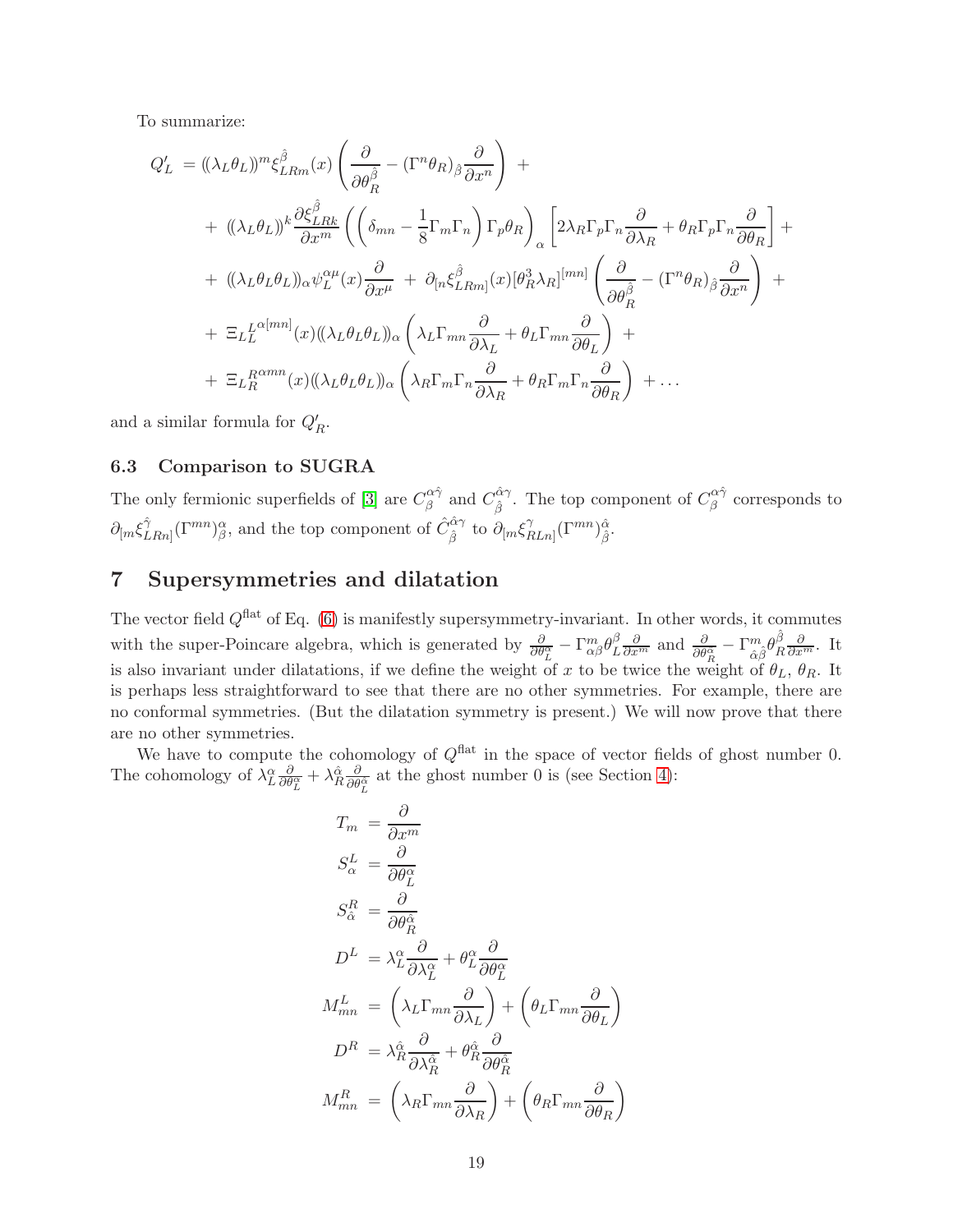To summarize:

$$
\begin{aligned}
Q'_L \; = \; & ((\lambda_L\theta_L))^m \xi^{\hat\beta}_{LRm}(x)\left(\frac{\partial}{\partial\theta_R^{\hat\beta}} - (\Gamma^n\theta_R)_{\hat\beta}\frac{\partial}{\partial x^n}\right) \; + \\
& + \; ((\lambda_L\theta_L))^k \frac{\partial \xi^{\hat\beta}_{LRk}}{\partial x^m}\left(\left(\delta_{mn} - \frac{1}{8}\Gamma_m\Gamma_n\right)\Gamma_p\theta_R\right)_\alpha \left[2\lambda_R\Gamma_p\Gamma_n\frac{\partial}{\partial\lambda_R} + \theta_R\Gamma_p\Gamma_n\frac{\partial}{\partial\theta_R}\right] + \\
& + \; ((\lambda_L\theta_L\theta_L))_\alpha \psi_L^{\alpha\mu}(x)\frac{\partial}{\partial x^\mu} \; + \; \partial_{[n}\xi^{\hat\beta}_{LRm]}(x)[\theta_R^3\lambda_R]^{[mn]}\left(\frac{\partial}{\partial\theta_R^{\hat\beta}} - (\Gamma^n\theta_R)_{\hat\beta}\frac{\partial}{\partial x^n}\right) \; + \\
& + \; \Xi_L{}_L^{\alpha[mn]}(x)((\lambda_L\theta_L\theta_L))_\alpha\left(\lambda_L\Gamma_{mn}\frac{\partial}{\partial\lambda_L} + \theta_L\Gamma_{mn}\frac{\partial}{\partial\theta_L}\right) \; + \\
& + \; \Xi_L{}_R^{\alpha mn}(x)((\lambda_L\theta_L\theta_L))_\alpha\left(\lambda_R\Gamma_m\Gamma_n\frac{\partial}{\partial\lambda_R} + \theta_R\Gamma_m\Gamma_n\frac{\partial}{\partial\theta_R}\right) \; + \ldots
\end{aligned}
$$

and a similar formula for $Q'_R$.

### 6.3 Comparison to SUGRA

The only fermionic superfields of [3] are $C_\beta^{\alpha\hat\gamma}$ and $C_{\hat\beta}^{\hat\alpha\gamma}$. The top component of $C_\beta^{\alpha\hat\gamma}$ corresponds to $\partial_{[m}\xi^{\hat\gamma}_{LRn]}(\Gamma^{mn})^\alpha_\beta$, and the top component of $\hat C_{\hat\beta}^{\hat\alpha\gamma}$ to $\partial_{[m}\xi^{\gamma}_{RLn]}(\Gamma^{mn})^{\hat\alpha}_{\hat\beta}$.

## 7 Supersymmetries and dilatation

The vector field $Q^{\rm flat}$ of Eq. (6) is manifestly supersymmetry-invariant. In other words, it commutes with the super-Poincare algebra, which is generated by $\frac{\partial}{\partial\theta_L^\alpha} - \Gamma^m_{\alpha\beta}\theta_L^\beta\frac{\partial}{\partial x^m}$ and $\frac{\partial}{\partial\theta_R^{\hat\alpha}} - \Gamma^m_{\hat\alpha\hat\beta}\theta_R^{\hat\beta}\frac{\partial}{\partial x^m}$. It is also invariant under dilatations, if we define the weight of $x$ to be twice the weight of $\theta_L$, $\theta_R$. It is perhaps less straightforward to see that there are no other symmetries. For example, there are no conformal symmetries. (But the dilatation symmetry is present.) We will now prove that there are no other symmetries.

We have to compute the cohomology of $Q^{\rm flat}$ in the space of vector fields of ghost number 0. The cohomology of $\lambda_L^\alpha\frac{\partial}{\partial\theta_L^\alpha} + \lambda_R^{\hat\alpha}\frac{\partial}{\partial\theta_L^{\hat\alpha}}$ at the ghost number 0 is (see Section 4):

$$
\begin{aligned}
T_m \; &= \frac{\partial}{\partial x^m} \\
S^L_\alpha \; &= \frac{\partial}{\partial\theta_L^\alpha} \\
S^R_{\hat\alpha} \; &= \frac{\partial}{\partial\theta_R^{\hat\alpha}} \\
D^L \; &= \lambda_L^\alpha\frac{\partial}{\partial\lambda_L^\alpha} + \theta_L^\alpha\frac{\partial}{\partial\theta_L^\alpha} \\
M^L_{mn} \; &= \left(\lambda_L\Gamma_{mn}\frac{\partial}{\partial\lambda_L}\right) + \left(\theta_L\Gamma_{mn}\frac{\partial}{\partial\theta_L}\right) \\
D^R \; &= \lambda_R^{\hat\alpha}\frac{\partial}{\partial\lambda_R^{\hat\alpha}} + \theta_R^{\hat\alpha}\frac{\partial}{\partial\theta_R^{\hat\alpha}} \\
M^R_{mn} \; &= \left(\lambda_R\Gamma_{mn}\frac{\partial}{\partial\lambda_R}\right) + \left(\theta_R\Gamma_{mn}\frac{\partial}{\partial\theta_R}\right)
\end{aligned}
$$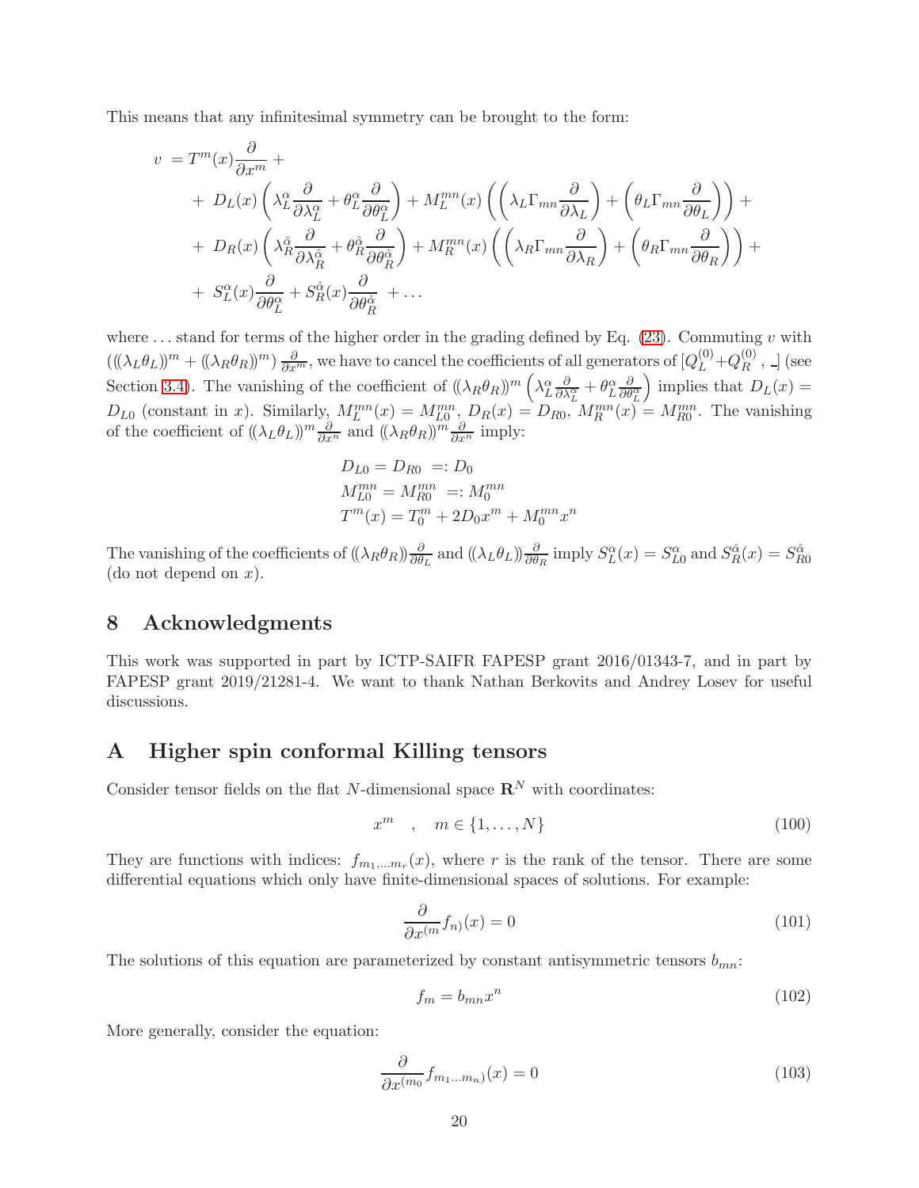This means that any infinitesimal symmetry can be brought to the form:

$$
\begin{aligned}
v \; = & \; T^m(x)\frac{\partial}{\partial x^m} + \\
& + \; D_L(x)\left(\lambda_L^\alpha \frac{\partial}{\partial \lambda_L^\alpha} + \theta_L^\alpha \frac{\partial}{\partial \theta_L^\alpha}\right) + M_L^{mn}(x)\left(\left(\lambda_L \Gamma_{mn}\frac{\partial}{\partial \lambda_L}\right) + \left(\theta_L \Gamma_{mn}\frac{\partial}{\partial \theta_L}\right)\right) + \\
& + \; D_R(x)\left(\lambda_R^{\hat\alpha} \frac{\partial}{\partial \lambda_R^{\hat\alpha}} + \theta_R^{\hat\alpha} \frac{\partial}{\partial \theta_R^{\hat\alpha}}\right) + M_R^{mn}(x)\left(\left(\lambda_R \Gamma_{mn}\frac{\partial}{\partial \lambda_R}\right) + \left(\theta_R \Gamma_{mn}\frac{\partial}{\partial \theta_R}\right)\right) + \\
& + \; S_L^\alpha(x)\frac{\partial}{\partial \theta_L^\alpha} + S_R^{\hat\alpha}(x)\frac{\partial}{\partial \theta_R^{\hat\alpha}} \; + \ldots
\end{aligned}
$$

where ... stand for terms of the higher order in the grading defined by Eq. (23). Commuting $v$ with $\left((\!(\lambda_L\theta_L)\!)^m + (\!(\lambda_R\theta_R)\!)^m\right)\frac{\partial}{\partial x^m}$, we have to cancel the coefficients of all generators of $[Q_L^{(0)} + Q_R^{(0)}\,,\, \_\,]$ (see Section 3.4). The vanishing of the coefficient of $(\!(\lambda_R\theta_R)\!)^m\left(\lambda_L^\alpha\frac{\partial}{\partial\lambda_L^\alpha} + \theta_L^\alpha\frac{\partial}{\partial\theta_L^\alpha}\right)$ implies that $D_L(x) = D_{L0}$ (constant in $x$). Similarly, $M_L^{mn}(x) = M_{L0}^{mn}$, $D_R(x) = D_{R0}$, $M_R^{mn}(x) = M_{R0}^{mn}$. The vanishing of the coefficient of $(\!(\lambda_L\theta_L)\!)^m\frac{\partial}{\partial x^n}$ and $(\!(\lambda_R\theta_R)\!)^m\frac{\partial}{\partial x^n}$ imply:

$$
\begin{aligned}
& D_{L0} = D_{R0} \; =: D_0 \\
& M_{L0}^{mn} = M_{R0}^{mn} \; =: M_0^{mn} \\
& T^m(x) = T_0^m + 2D_0 x^m + M_0^{mn} x^n
\end{aligned}
$$

The vanishing of the coefficients of $(\!(\lambda_R\theta_R)\!)\frac{\partial}{\partial\theta_L}$ and $(\!(\lambda_L\theta_L)\!)\frac{\partial}{\partial\theta_R}$ imply $S_L^\alpha(x) = S_{L0}^\alpha$ and $S_R^{\hat\alpha}(x) = S_{R0}^{\hat\alpha}$ (do not depend on $x$).

## 8 Acknowledgments

This work was supported in part by ICTP-SAIFR FAPESP grant 2016/01343-7, and in part by FAPESP grant 2019/21281-4. We want to thank Nathan Berkovits and Andrey Losev for useful discussions.

## A Higher spin conformal Killing tensors

Consider tensor fields on the flat $N$-dimensional space $\mathbf{R}^N$ with coordinates:

$$
x^m \quad , \quad m \in \{1, \ldots, N\} \tag{100}
$$

They are functions with indices: $f_{m_1,\ldots m_r}(x)$, where $r$ is the rank of the tensor. There are some differential equations which only have finite-dimensional spaces of solutions. For example:

$$
\frac{\partial}{\partial x^{(m}} f_{n)}(x) = 0 \tag{101}
$$

The solutions of this equation are parameterized by constant antisymmetric tensors $b_{mn}$:

$$
f_m = b_{mn} x^n \tag{102}
$$

More generally, consider the equation:

$$
\frac{\partial}{\partial x^{(m_0}} f_{m_1 \ldots m_n)}(x) = 0 \tag{103}
$$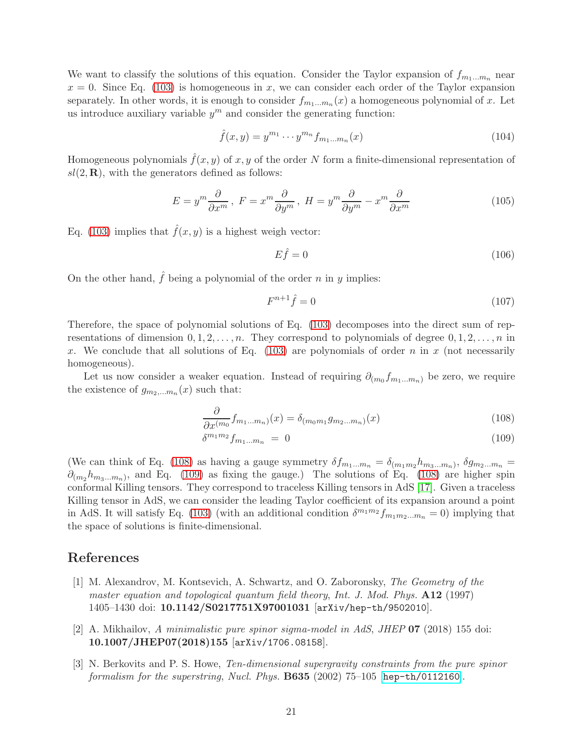We want to classify the solutions of this equation. Consider the Taylor expansion of $f_{m_1\ldots m_n}$ near $x = 0$. Since Eq. (103) is homogeneous in $x$, we can consider each order of the Taylor expansion separately. In other words, it is enough to consider $f_{m_1\ldots m_n}(x)$ a homogeneous polynomial of $x$. Let us introduce auxiliary variable $y^m$ and consider the generating function:

$$\hat{f}(x,y) = y^{m_1}\cdots y^{m_n} f_{m_1\ldots m_n}(x) \tag{104}$$

Homogeneous polynomials $\hat{f}(x,y)$ of $x,y$ of the order $N$ form a finite-dimensional representation of $sl(2,\mathbf{R})$, with the generators defined as follows:

$$E = y^m \frac{\partial}{\partial x^m}\;,\; F = x^m \frac{\partial}{\partial y^m}\;,\; H = y^m \frac{\partial}{\partial y^m} - x^m \frac{\partial}{\partial x^m} \tag{105}$$

Eq. (103) implies that $\hat{f}(x,y)$ is a highest weigh vector:

$$E\hat{f} = 0 \tag{106}$$

On the other hand, $\hat{f}$ being a polynomial of the order $n$ in $y$ implies:

$$F^{n+1}\hat{f} = 0 \tag{107}$$

Therefore, the space of polynomial solutions of Eq. (103) decomposes into the direct sum of representations of dimension $0,1,2,\ldots,n$. They correspond to polynomials of degree $0,1,2,\ldots,n$ in $x$. We conclude that all solutions of Eq. (103) are polynomials of order $n$ in $x$ (not necessarily homogeneous).

Let us now consider a weaker equation. Instead of requiring $\partial_{(m_0} f_{m_1\ldots m_n)}$ be zero, we require the existence of $g_{m_2,\ldots m_n}(x)$ such that:

$$\frac{\partial}{\partial x^{(m_0}} f_{m_1\ldots m_n)}(x) = \delta_{(m_0 m_1} g_{m_2\ldots m_n)}(x) \tag{108}$$

$$\delta^{m_1 m_2} f_{m_1\ldots m_n} \;=\; 0 \tag{109}$$

(We can think of Eq. (108) as having a gauge symmetry $\delta f_{m_1\ldots m_n} = \delta_{(m_1 m_2} h_{m_3\ldots m_n)}$, $\delta g_{m_2\ldots m_n} = \partial_{(m_2} h_{m_3\ldots m_n)}$, and Eq. (109) as fixing the gauge.) The solutions of Eq. (108) are higher spin conformal Killing tensors. They correspond to traceless Killing tensors in AdS [17]. Given a traceless Killing tensor in AdS, we can consider the leading Taylor coefficient of its expansion around a point in AdS. It will satisfy Eq. (103) (with an additional condition $\delta^{m_1 m_2} f_{m_1 m_2\ldots m_n} = 0$) implying that the space of solutions is finite-dimensional.

# References

[1] M. Alexandrov, M. Kontsevich, A. Schwartz, and O. Zaboronsky, *The Geometry of the master equation and topological quantum field theory*, Int. J. Mod. Phys. **A12** (1997) 1405–1430 doi: **10.1142/S0217751X97001031** [arXiv/hep-th/9502010].

[2] A. Mikhailov, *A minimalistic pure spinor sigma-model in AdS*, JHEP **07** (2018) 155 doi: **10.1007/JHEP07(2018)155** [arXiv/1706.08158].

[3] N. Berkovits and P. S. Howe, *Ten-dimensional supergravity constraints from the pure spinor formalism for the superstring*, Nucl. Phys. **B635** (2002) 75–105 [hep-th/0112160].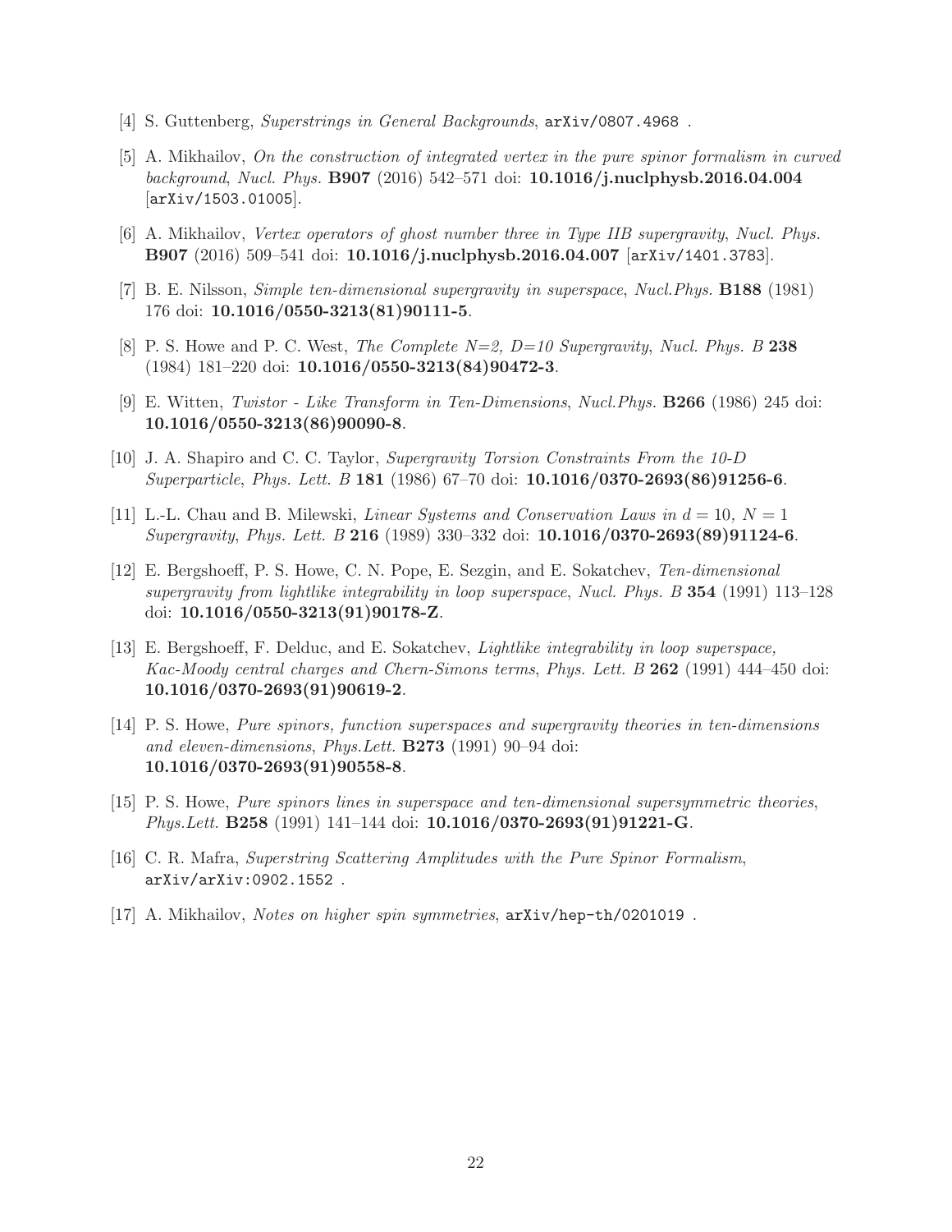[4] S. Guttenberg, *Superstrings in General Backgrounds*, arXiv/0807.4968 .

[5] A. Mikhailov, *On the construction of integrated vertex in the pure spinor formalism in curved background*, Nucl. Phys. **B907** (2016) 542–571 doi: **10.1016/j.nuclphysb.2016.04.004** [arXiv/1503.01005].

[6] A. Mikhailov, *Vertex operators of ghost number three in Type IIB supergravity*, Nucl. Phys. **B907** (2016) 509–541 doi: **10.1016/j.nuclphysb.2016.04.007** [arXiv/1401.3783].

[7] B. E. Nilsson, *Simple ten-dimensional supergravity in superspace*, Nucl.Phys. **B188** (1981) 176 doi: **10.1016/0550-3213(81)90111-5**.

[8] P. S. Howe and P. C. West, *The Complete N=2, D=10 Supergravity*, Nucl. Phys. B **238** (1984) 181–220 doi: **10.1016/0550-3213(84)90472-3**.

[9] E. Witten, *Twistor - Like Transform in Ten-Dimensions*, Nucl.Phys. **B266** (1986) 245 doi: **10.1016/0550-3213(86)90090-8**.

[10] J. A. Shapiro and C. C. Taylor, *Supergravity Torsion Constraints From the 10-D Superparticle*, Phys. Lett. B **181** (1986) 67–70 doi: **10.1016/0370-2693(86)91256-6**.

[11] L.-L. Chau and B. Milewski, *Linear Systems and Conservation Laws in $d = 10$, $N = 1$ Supergravity*, Phys. Lett. B **216** (1989) 330–332 doi: **10.1016/0370-2693(89)91124-6**.

[12] E. Bergshoeff, P. S. Howe, C. N. Pope, E. Sezgin, and E. Sokatchev, *Ten-dimensional supergravity from lightlike integrability in loop superspace*, Nucl. Phys. B **354** (1991) 113–128 doi: **10.1016/0550-3213(91)90178-Z**.

[13] E. Bergshoeff, F. Delduc, and E. Sokatchev, *Lightlike integrability in loop superspace, Kac-Moody central charges and Chern-Simons terms*, Phys. Lett. B **262** (1991) 444–450 doi: **10.1016/0370-2693(91)90619-2**.

[14] P. S. Howe, *Pure spinors, function superspaces and supergravity theories in ten-dimensions and eleven-dimensions*, Phys.Lett. **B273** (1991) 90–94 doi: **10.1016/0370-2693(91)90558-8**.

[15] P. S. Howe, *Pure spinors lines in superspace and ten-dimensional supersymmetric theories*, Phys.Lett. **B258** (1991) 141–144 doi: **10.1016/0370-2693(91)91221-G**.

[16] C. R. Mafra, *Superstring Scattering Amplitudes with the Pure Spinor Formalism*, arXiv/arXiv:0902.1552 .

[17] A. Mikhailov, *Notes on higher spin symmetries*, arXiv/hep-th/0201019 .